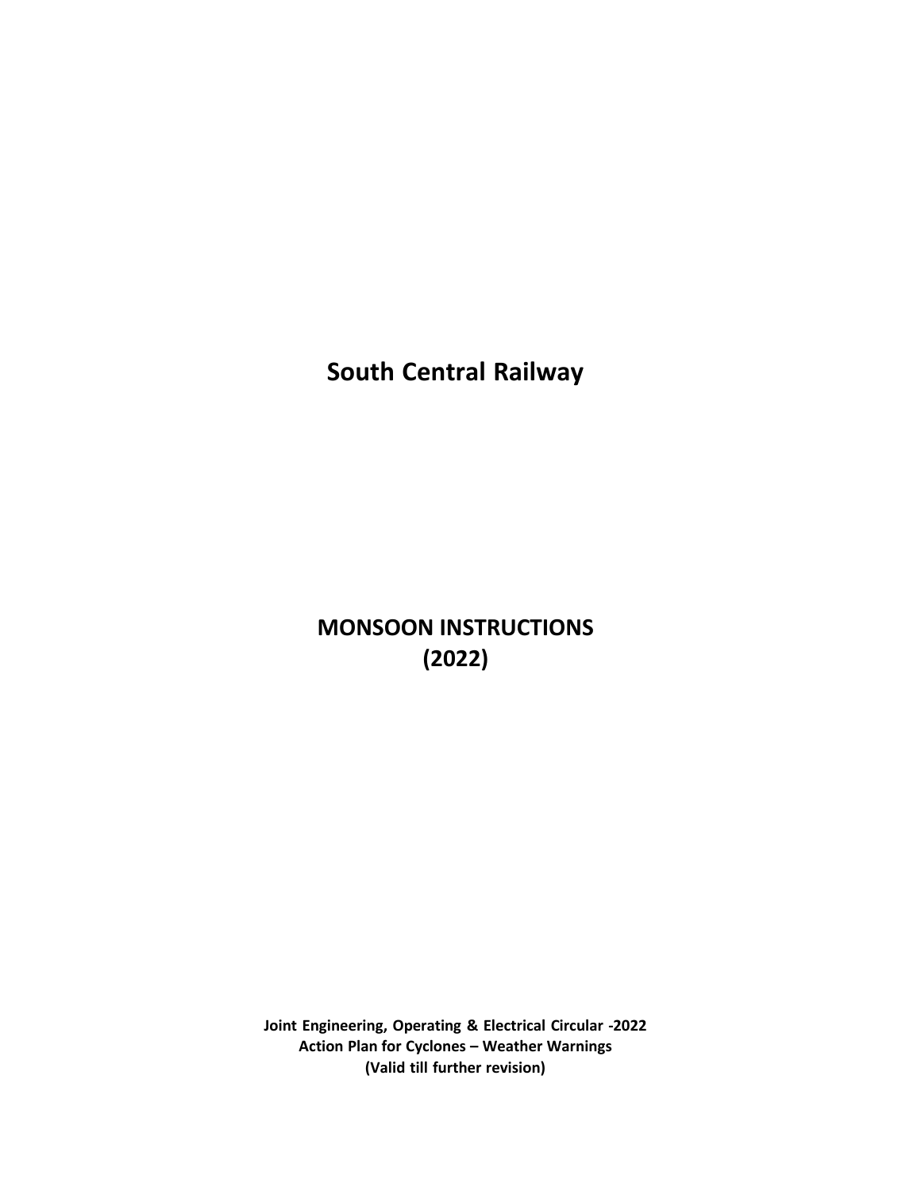# South Central Railway

# MONSOON INSTRUCTIONS
# (2022)

**Joint Engineering, Operating & Electrical Circular -2022**
**Action Plan for Cyclones – Weather Warnings**
**(Valid till further revision)**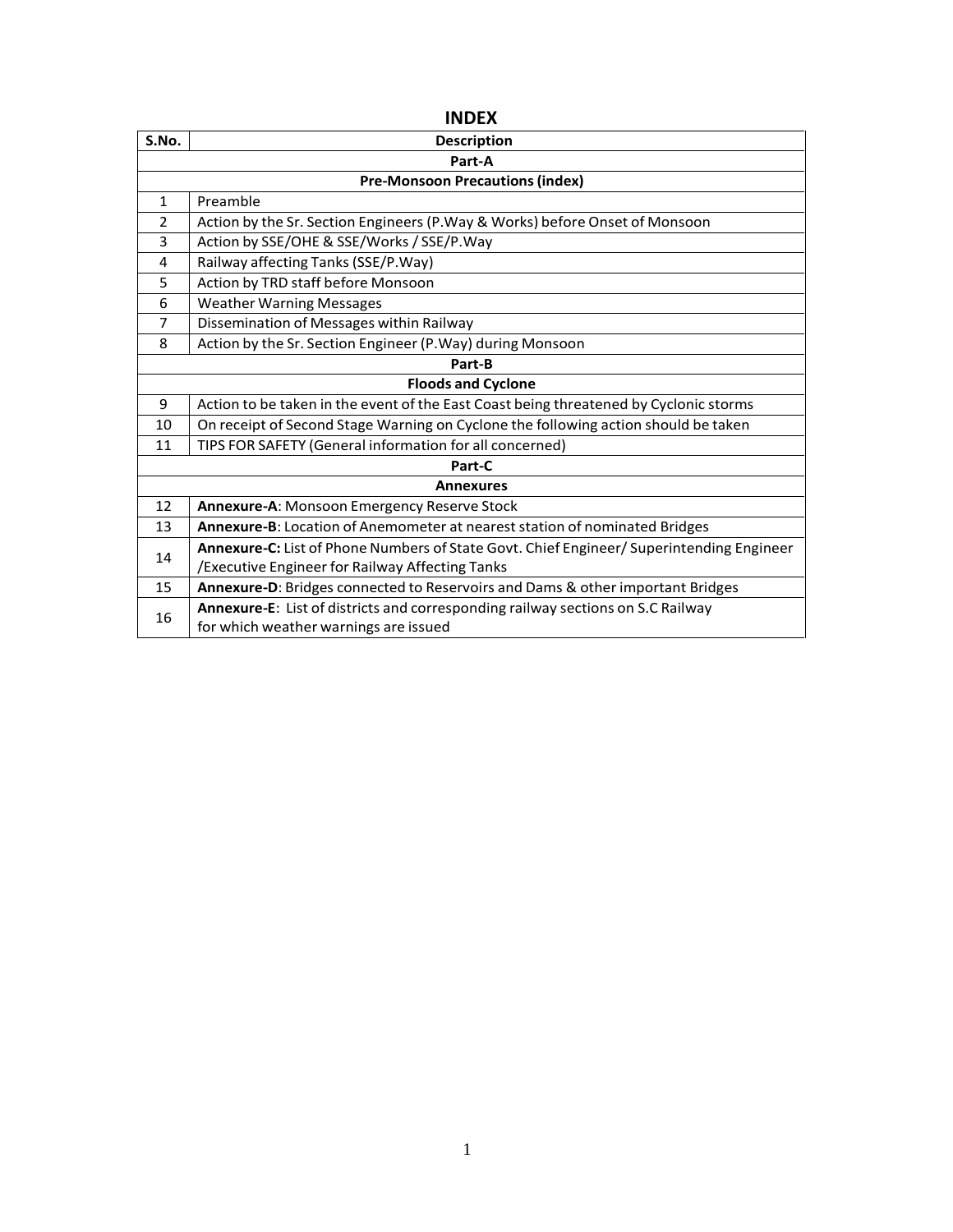# INDEX

| S.No. | Description |
|---|---|
| | **Part-A** |
| | **Pre-Monsoon Precautions (index)** |
| 1 | Preamble |
| 2 | Action by the Sr. Section Engineers (P.Way & Works) before Onset of Monsoon |
| 3 | Action by SSE/OHE & SSE/Works / SSE/P.Way |
| 4 | Railway affecting Tanks (SSE/P.Way) |
| 5 | Action by TRD staff before Monsoon |
| 6 | Weather Warning Messages |
| 7 | Dissemination of Messages within Railway |
| 8 | Action by the Sr. Section Engineer (P.Way) during Monsoon |
| | **Part-B** |
| | **Floods and Cyclone** |
| 9 | Action to be taken in the event of the East Coast being threatened by Cyclonic storms |
| 10 | On receipt of Second Stage Warning on Cyclone the following action should be taken |
| 11 | TIPS FOR SAFETY (General information for all concerned) |
| | **Part-C** |
| | **Annexures** |
| 12 | **Annexure-A**: Monsoon Emergency Reserve Stock |
| 13 | **Annexure-B**: Location of Anemometer at nearest station of nominated Bridges |
| 14 | **Annexure-C:** List of Phone Numbers of State Govt. Chief Engineer/ Superintending Engineer /Executive Engineer for Railway Affecting Tanks |
| 15 | **Annexure-D**: Bridges connected to Reservoirs and Dams & other important Bridges |
| 16 | **Annexure-E**: List of districts and corresponding railway sections on S.C Railway for which weather warnings are issued |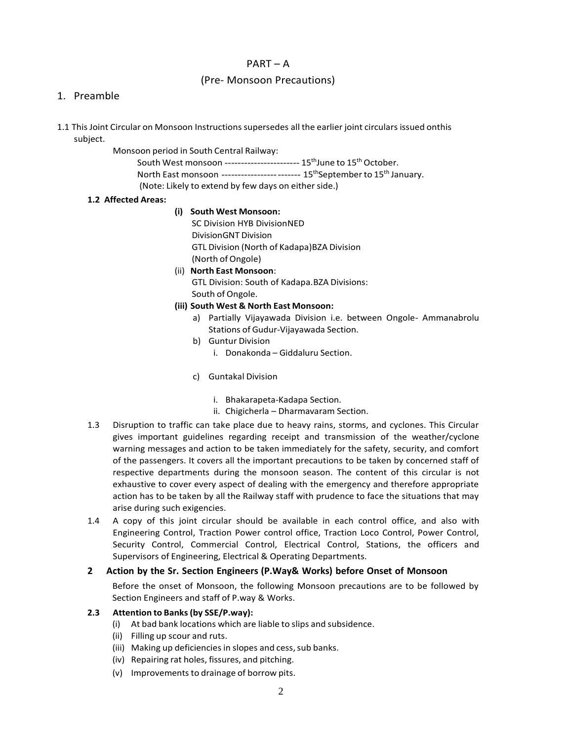# PART – A

## (Pre- Monsoon Precautions)

## 1. Preamble

1.1 This Joint Circular on Monsoon Instructions supersedes all the earlier joint circulars issued onthis subject.

Monsoon period in South Central Railway:

South West monsoon ----------------------- 15th June to 15th October.

North East monsoon ---------------------------- 15th September to 15th January.

(Note: Likely to extend by few days on either side.)

**1.2 Affected Areas:**

**(i) South West Monsoon:**

SC Division HYB DivisionNED DivisionGNT Division
GTL Division (North of Kadapa)BZA Division (North of Ongole)

(ii) **North East Monsoon**:

GTL Division: South of Kadapa.BZA Divisions: South of Ongole.

**(iii) South West & North East Monsoon:**

a) Partially Vijayawada Division i.e. between Ongole- Ammanabrolu Stations of Gudur-Vijayawada Section.

b) Guntur Division
   i. Donakonda – Giddaluru Section.

c) Guntakal Division
   i. Bhakarapeta-Kadapa Section.
   ii. Chigicherla – Dharmavaram Section.

1.3 Disruption to traffic can take place due to heavy rains, storms, and cyclones. This Circular gives important guidelines regarding receipt and transmission of the weather/cyclone warning messages and action to be taken immediately for the safety, security, and comfort of the passengers. It covers all the important precautions to be taken by concerned staff of respective departments during the monsoon season. The content of this circular is not exhaustive to cover every aspect of dealing with the emergency and therefore appropriate action has to be taken by all the Railway staff with prudence to face the situations that may arise during such exigencies.

1.4 A copy of this joint circular should be available in each control office, and also with Engineering Control, Traction Power control office, Traction Loco Control, Power Control, Security Control, Commercial Control, Electrical Control, Stations, the officers and Supervisors of Engineering, Electrical & Operating Departments.

## 2 Action by the Sr. Section Engineers (P.Way& Works) before Onset of Monsoon

Before the onset of Monsoon, the following Monsoon precautions are to be followed by Section Engineers and staff of P.way & Works.

**2.3 Attention to Banks (by SSE/P.way):**

(i) At bad bank locations which are liable to slips and subsidence.
(ii) Filling up scour and ruts.
(iii) Making up deficiencies in slopes and cess, sub banks.
(iv) Repairing rat holes, fissures, and pitching.
(v) Improvements to drainage of borrow pits.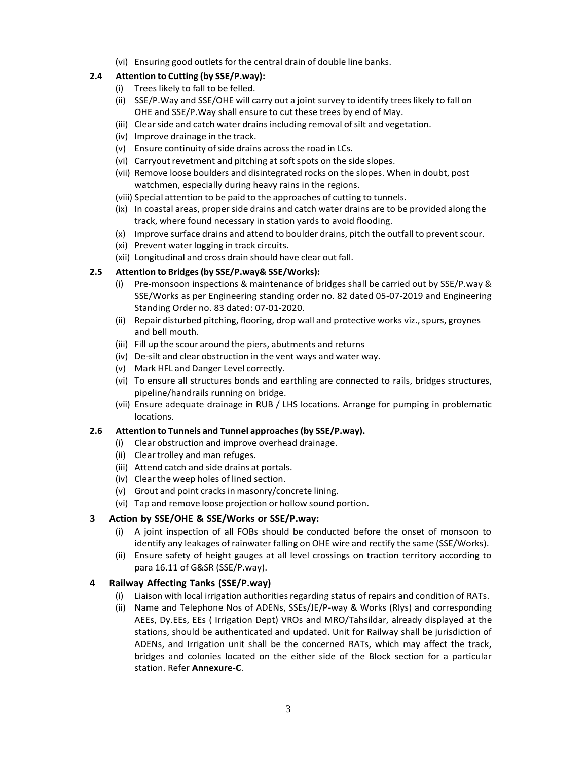(vi) Ensuring good outlets for the central drain of double line banks.

### 2.4 Attention to Cutting (by SSE/P.way):

(i) Trees likely to fall to be felled.

(ii) SSE/P.Way and SSE/OHE will carry out a joint survey to identify trees likely to fall on OHE and SSE/P.Way shall ensure to cut these trees by end of May.

(iii) Clear side and catch water drains including removal of silt and vegetation.

(iv) Improve drainage in the track.

(v) Ensure continuity of side drains across the road in LCs.

(vi) Carryout revetment and pitching at soft spots on the side slopes.

(vii) Remove loose boulders and disintegrated rocks on the slopes. When in doubt, post watchmen, especially during heavy rains in the regions.

(viii) Special attention to be paid to the approaches of cutting to tunnels.

(ix) In coastal areas, proper side drains and catch water drains are to be provided along the track, where found necessary in station yards to avoid flooding.

(x) Improve surface drains and attend to boulder drains, pitch the outfall to prevent scour.

(xi) Prevent water logging in track circuits.

(xii) Longitudinal and cross drain should have clear out fall.

### 2.5 Attention to Bridges (by SSE/P.way& SSE/Works):

(i) Pre-monsoon inspections & maintenance of bridges shall be carried out by SSE/P.way & SSE/Works as per Engineering standing order no. 82 dated 05-07-2019 and Engineering Standing Order no. 83 dated: 07-01-2020.

(ii) Repair disturbed pitching, flooring, drop wall and protective works viz., spurs, groynes and bell mouth.

(iii) Fill up the scour around the piers, abutments and returns

(iv) De-silt and clear obstruction in the vent ways and water way.

(v) Mark HFL and Danger Level correctly.

(vi) To ensure all structures bonds and earthling are connected to rails, bridges structures, pipeline/handrails running on bridge.

(vii) Ensure adequate drainage in RUB / LHS locations. Arrange for pumping in problematic locations.

### 2.6 Attention to Tunnels and Tunnel approaches (by SSE/P.way).

(i) Clear obstruction and improve overhead drainage.

(ii) Clear trolley and man refuges.

(iii) Attend catch and side drains at portals.

(iv) Clear the weep holes of lined section.

(v) Grout and point cracks in masonry/concrete lining.

(vi) Tap and remove loose projection or hollow sound portion.

## 3 Action by SSE/OHE & SSE/Works or SSE/P.way:

(i) A joint inspection of all FOBs should be conducted before the onset of monsoon to identify any leakages of rainwater falling on OHE wire and rectify the same (SSE/Works).

(ii) Ensure safety of height gauges at all level crossings on traction territory according to para 16.11 of G&SR (SSE/P.way).

## 4 Railway Affecting Tanks (SSE/P.way)

(i) Liaison with local irrigation authorities regarding status of repairs and condition of RATs.

(ii) Name and Telephone Nos of ADENs, SSEs/JE/P-way & Works (Rlys) and corresponding AEEs, Dy.EEs, EEs ( Irrigation Dept) VROs and MRO/Tahsildar, already displayed at the stations, should be authenticated and updated. Unit for Railway shall be jurisdiction of ADENs, and Irrigation unit shall be the concerned RATs, which may affect the track, bridges and colonies located on the either side of the Block section for a particular station. Refer **Annexure-C**.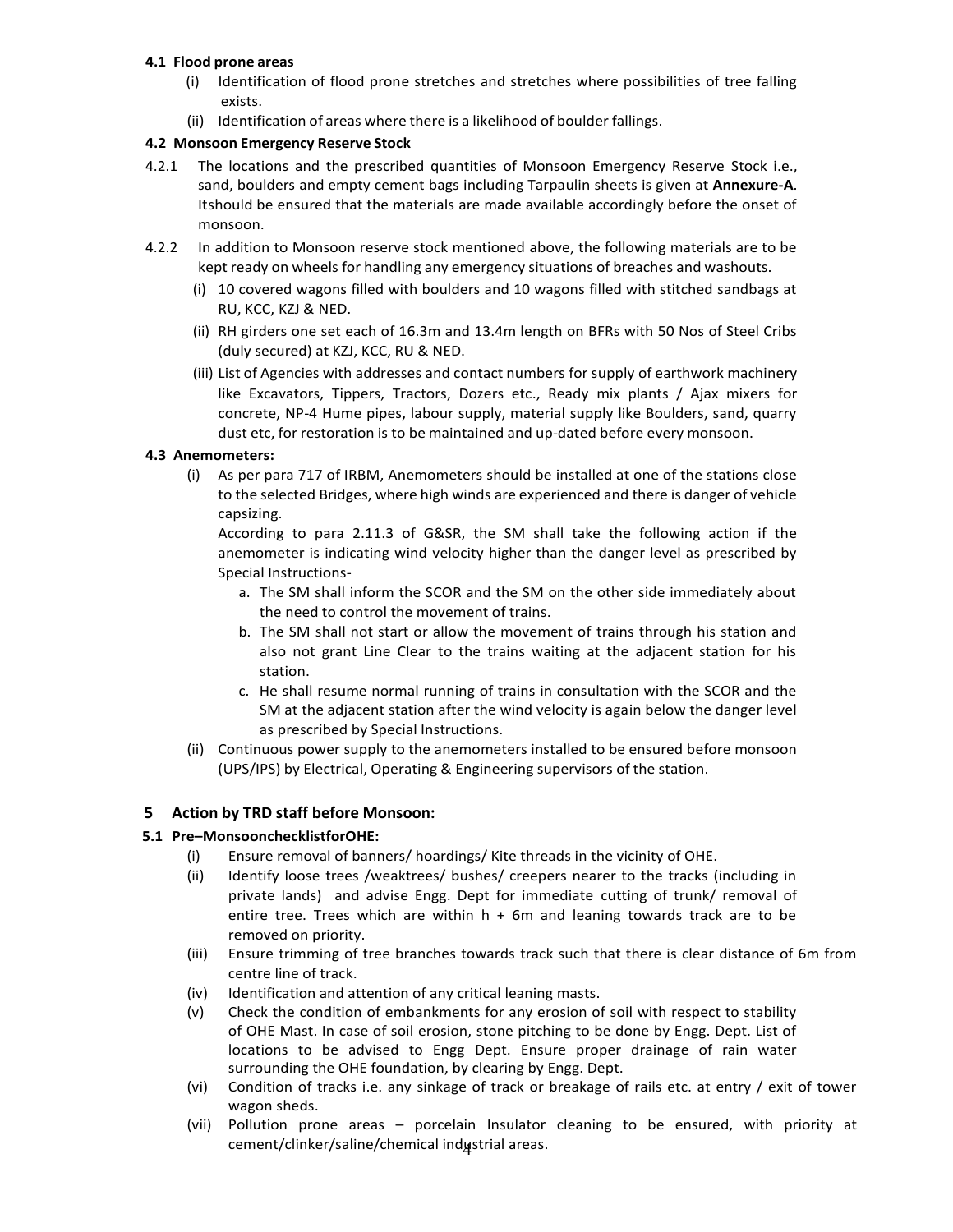### 4.1 Flood prone areas

(i) Identification of flood prone stretches and stretches where possibilities of tree falling exists.

(ii) Identification of areas where there is a likelihood of boulder fallings.

### 4.2 Monsoon Emergency Reserve Stock

4.2.1 The locations and the prescribed quantities of Monsoon Emergency Reserve Stock i.e., sand, boulders and empty cement bags including Tarpaulin sheets is given at **Annexure-A**. Itshould be ensured that the materials are made available accordingly before the onset of monsoon.

4.2.2 In addition to Monsoon reserve stock mentioned above, the following materials are to be kept ready on wheels for handling any emergency situations of breaches and washouts.

(i) 10 covered wagons filled with boulders and 10 wagons filled with stitched sandbags at RU, KCC, KZJ & NED.

(ii) RH girders one set each of 16.3m and 13.4m length on BFRs with 50 Nos of Steel Cribs (duly secured) at KZJ, KCC, RU & NED.

(iii) List of Agencies with addresses and contact numbers for supply of earthwork machinery like Excavators, Tippers, Tractors, Dozers etc., Ready mix plants / Ajax mixers for concrete, NP-4 Hume pipes, labour supply, material supply like Boulders, sand, quarry dust etc, for restoration is to be maintained and up-dated before every monsoon.

### 4.3 Anemometers:

(i) As per para 717 of IRBM, Anemometers should be installed at one of the stations close to the selected Bridges, where high winds are experienced and there is danger of vehicle capsizing.

According to para 2.11.3 of G&SR, the SM shall take the following action if the anemometer is indicating wind velocity higher than the danger level as prescribed by Special Instructions-

a. The SM shall inform the SCOR and the SM on the other side immediately about the need to control the movement of trains.

b. The SM shall not start or allow the movement of trains through his station and also not grant Line Clear to the trains waiting at the adjacent station for his station.

c. He shall resume normal running of trains in consultation with the SCOR and the SM at the adjacent station after the wind velocity is again below the danger level as prescribed by Special Instructions.

(ii) Continuous power supply to the anemometers installed to be ensured before monsoon (UPS/IPS) by Electrical, Operating & Engineering supervisors of the station.

## 5 Action by TRD staff before Monsoon:

### 5.1 Pre–MonsooncheckIistforOHE:

(i) Ensure removal of banners/ hoardings/ Kite threads in the vicinity of OHE.

(ii) Identify loose trees /weaktrees/ bushes/ creepers nearer to the tracks (including in private lands) and advise Engg. Dept for immediate cutting of trunk/ removal of entire tree. Trees which are within h + 6m and leaning towards track are to be removed on priority.

(iii) Ensure trimming of tree branches towards track such that there is clear distance of 6m from centre line of track.

(iv) Identification and attention of any critical leaning masts.

(v) Check the condition of embankments for any erosion of soil with respect to stability of OHE Mast. In case of soil erosion, stone pitching to be done by Engg. Dept. List of locations to be advised to Engg Dept. Ensure proper drainage of rain water surrounding the OHE foundation, by clearing by Engg. Dept.

(vi) Condition of tracks i.e. any sinkage of track or breakage of rails etc. at entry / exit of tower wagon sheds.

(vii) Pollution prone areas – porcelain Insulator cleaning to be ensured, with priority at cement/clinker/saline/chemical industrial areas.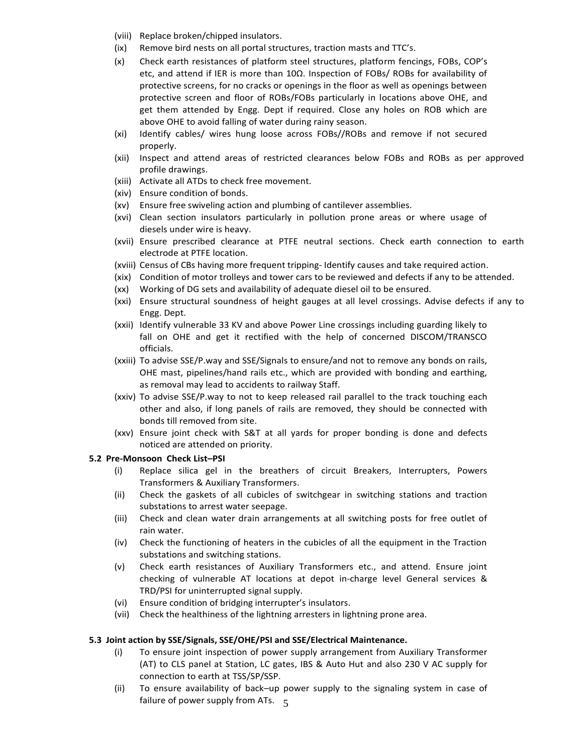(viii) Replace broken/chipped insulators.

(ix) Remove bird nests on all portal structures, traction masts and TTC's.

(x) Check earth resistances of platform steel structures, platform fencings, FOBs, COP's etc, and attend if IER is more than 10Ω. Inspection of FOBs/ ROBs for availability of protective screens, for no cracks or openings in the floor as well as openings between protective screen and floor of ROBs/FOBs particularly in locations above OHE, and get them attended by Engg. Dept if required. Close any holes on ROB which are above OHE to avoid falling of water during rainy season.

(xi) Identify cables/ wires hung loose across FOBs//ROBs and remove if not secured properly.

(xii) Inspect and attend areas of restricted clearances below FOBs and ROBs as per approved profile drawings.

(xiii) Activate all ATDs to check free movement.

(xiv) Ensure condition of bonds.

(xv) Ensure free swiveling action and plumbing of cantilever assemblies.

(xvi) Clean section insulators particularly in pollution prone areas or where usage of diesels under wire is heavy.

(xvii) Ensure prescribed clearance at PTFE neutral sections. Check earth connection to earth electrode at PTFE location.

(xviii) Census of CBs having more frequent tripping- Identify causes and take required action.

(xix) Condition of motor trolleys and tower cars to be reviewed and defects if any to be attended.

(xx) Working of DG sets and availability of adequate diesel oil to be ensured.

(xxi) Ensure structural soundness of height gauges at all level crossings. Advise defects if any to Engg. Dept.

(xxii) Identify vulnerable 33 KV and above Power Line crossings including guarding likely to fall on OHE and get it rectified with the help of concerned DISCOM/TRANSCO officials.

(xxiii) To advise SSE/P.way and SSE/Signals to ensure/and not to remove any bonds on rails, OHE mast, pipelines/hand rails etc., which are provided with bonding and earthing, as removal may lead to accidents to railway Staff.

(xxiv) To advise SSE/P.way to not to keep released rail parallel to the track touching each other and also, if long panels of rails are removed, they should be connected with bonds till removed from site.

(xxv) Ensure joint check with S&T at all yards for proper bonding is done and defects noticed are attended on priority.

### 5.2 Pre-Monsoon Check List–PSI

(i) Replace silica gel in the breathers of circuit Breakers, Interrupters, Powers Transformers & Auxiliary Transformers.

(ii) Check the gaskets of all cubicles of switchgear in switching stations and traction substations to arrest water seepage.

(iii) Check and clean water drain arrangements at all switching posts for free outlet of rain water.

(iv) Check the functioning of heaters in the cubicles of all the equipment in the Traction substations and switching stations.

(v) Check earth resistances of Auxiliary Transformers etc., and attend. Ensure joint checking of vulnerable AT locations at depot in-charge level General services & TRD/PSI for uninterrupted signal supply.

(vi) Ensure condition of bridging interrupter's insulators.

(vii) Check the healthiness of the lightning arresters in lightning prone area.

### 5.3 Joint action by SSE/Signals, SSE/OHE/PSI and SSE/Electrical Maintenance.

(i) To ensure joint inspection of power supply arrangement from Auxiliary Transformer (AT) to CLS panel at Station, LC gates, IBS & Auto Hut and also 230 V AC supply for connection to earth at TSS/SP/SSP.

(ii) To ensure availability of back–up power supply to the signaling system in case of failure of power supply from ATs.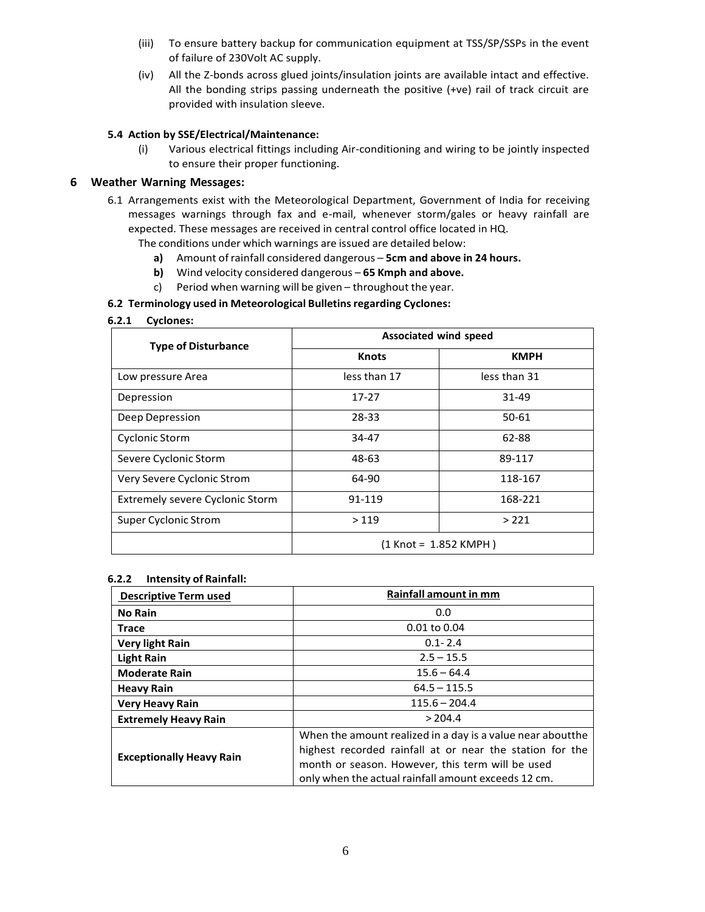(iii) To ensure battery backup for communication equipment at TSS/SP/SSPs in the event of failure of 230Volt AC supply.

(iv) All the Z-bonds across glued joints/insulation joints are available intact and effective. All the bonding strips passing underneath the positive (+ve) rail of track circuit are provided with insulation sleeve.

### 5.4 Action by SSE/Electrical/Maintenance:

(i) Various electrical fittings including Air-conditioning and wiring to be jointly inspected to ensure their proper functioning.

## 6 Weather Warning Messages:

6.1 Arrangements exist with the Meteorological Department, Government of India for receiving messages warnings through fax and e-mail, whenever storm/gales or heavy rainfall are expected. These messages are received in central control office located in HQ.

The conditions under which warnings are issued are detailed below:

**a)** Amount of rainfall considered dangerous – **5cm and above in 24 hours.**

**b)** Wind velocity considered dangerous – **65 Kmph and above.**

c) Period when warning will be given – throughout the year.

### 6.2 Terminology used in Meteorological Bulletins regarding Cyclones:

#### 6.2.1 Cyclones:

| Type of Disturbance | Associated wind speed | |
|---|---|---|
| | Knots | KMPH |
| Low pressure Area | less than 17 | less than 31 |
| Depression | 17-27 | 31-49 |
| Deep Depression | 28-33 | 50-61 |
| Cyclonic Storm | 34-47 | 62-88 |
| Severe Cyclonic Storm | 48-63 | 89-117 |
| Very Severe Cyclonic Strom | 64-90 | 118-167 |
| Extremely severe Cyclonic Storm | 91-119 | 168-221 |
| Super Cyclonic Strom | > 119 | > 221 |
| | (1 Knot = 1.852 KMPH ) | |

#### 6.2.2 Intensity of Rainfall:

| Descriptive Term used | Rainfall amount in mm |
|---|---|
| **No Rain** | 0.0 |
| **Trace** | 0.01 to 0.04 |
| **Very light Rain** | 0.1- 2.4 |
| **Light Rain** | 2.5 – 15.5 |
| **Moderate Rain** | 15.6 – 64.4 |
| **Heavy Rain** | 64.5 – 115.5 |
| **Very Heavy Rain** | 115.6 – 204.4 |
| **Extremely Heavy Rain** | > 204.4 |
| **Exceptionally Heavy Rain** | When the amount realized in a day is a value near aboutthe highest recorded rainfall at or near the station for the month or season. However, this term will be used only when the actual rainfall amount exceeds 12 cm. |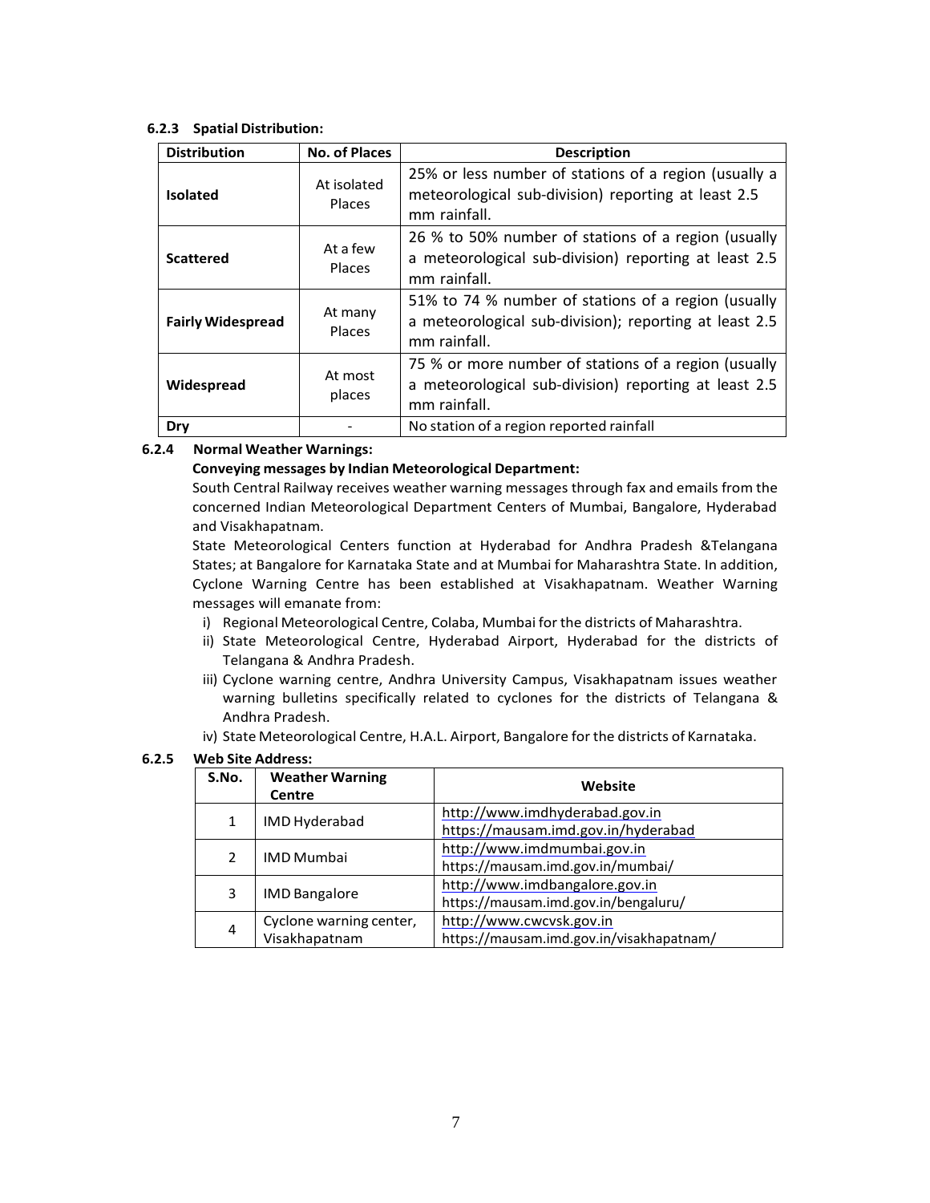### 6.2.3 Spatial Distribution:

| Distribution | No. of Places | Description |
|---|---|---|
| **Isolated** | At isolated Places | 25% or less number of stations of a region (usually a meteorological sub-division) reporting at least 2.5 mm rainfall. |
| **Scattered** | At a few Places | 26 % to 50% number of stations of a region (usually a meteorological sub-division) reporting at least 2.5 mm rainfall. |
| **Fairly Widespread** | At many Places | 51% to 74 % number of stations of a region (usually a meteorological sub-division); reporting at least 2.5 mm rainfall. |
| **Widespread** | At most places | 75 % or more number of stations of a region (usually a meteorological sub-division) reporting at least 2.5 mm rainfall. |
| **Dry** | - | No station of a region reported rainfall |

### 6.2.4 Normal Weather Warnings:

**Conveying messages by Indian Meteorological Department:**

South Central Railway receives weather warning messages through fax and emails from the concerned Indian Meteorological Department Centers of Mumbai, Bangalore, Hyderabad and Visakhapatnam.

State Meteorological Centers function at Hyderabad for Andhra Pradesh &Telangana States; at Bangalore for Karnataka State and at Mumbai for Maharashtra State. In addition, Cyclone Warning Centre has been established at Visakhapatnam. Weather Warning messages will emanate from:

i) Regional Meteorological Centre, Colaba, Mumbai for the districts of Maharashtra.
ii) State Meteorological Centre, Hyderabad Airport, Hyderabad for the districts of Telangana & Andhra Pradesh.
iii) Cyclone warning centre, Andhra University Campus, Visakhapatnam issues weather warning bulletins specifically related to cyclones for the districts of Telangana & Andhra Pradesh.
iv) State Meteorological Centre, H.A.L. Airport, Bangalore for the districts of Karnataka.

### 6.2.5 Web Site Address:

| S.No. | Weather Warning Centre | Website |
|---|---|---|
| 1 | IMD Hyderabad | http://www.imdhyderabad.gov.in<br>https://mausam.imd.gov.in/hyderabad |
| 2 | IMD Mumbai | http://www.imdmumbai.gov.in<br>https://mausam.imd.gov.in/mumbai/ |
| 3 | IMD Bangalore | http://www.imdbangalore.gov.in<br>https://mausam.imd.gov.in/bengaluru/ |
| 4 | Cyclone warning center, Visakhapatnam | http://www.cwcvsk.gov.in<br>https://mausam.imd.gov.in/visakhapatnam/ |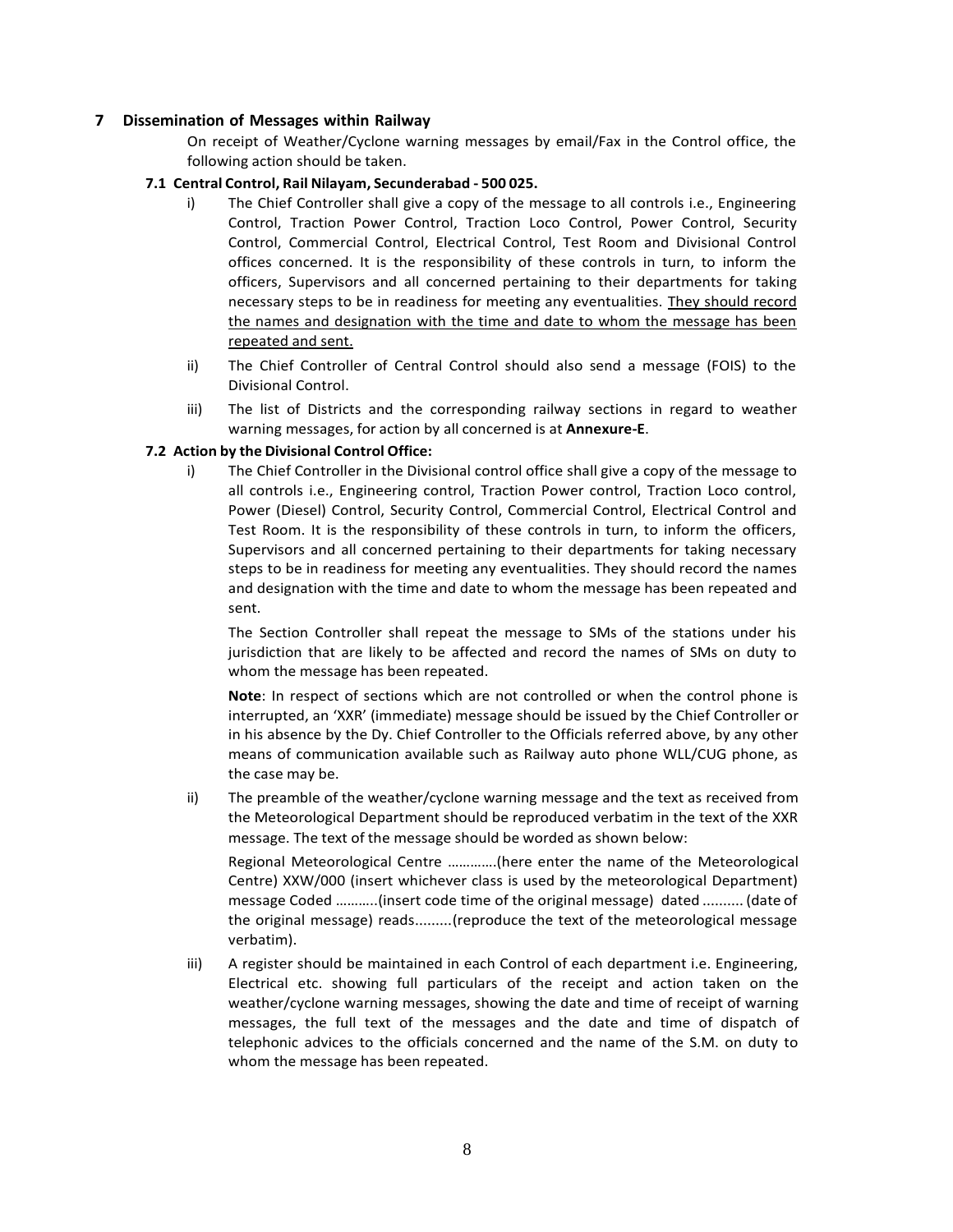## 7 Dissemination of Messages within Railway

On receipt of Weather/Cyclone warning messages by email/Fax in the Control office, the following action should be taken.

### 7.1 Central Control, Rail Nilayam, Secunderabad - 500 025.

i) The Chief Controller shall give a copy of the message to all controls i.e., Engineering Control, Traction Power Control, Traction Loco Control, Power Control, Security Control, Commercial Control, Electrical Control, Test Room and Divisional Control offices concerned. It is the responsibility of these controls in turn, to inform the officers, Supervisors and all concerned pertaining to their departments for taking necessary steps to be in readiness for meeting any eventualities. <u>They should record the names and designation with the time and date to whom the message has been repeated and sent.</u>

ii) The Chief Controller of Central Control should also send a message (FOIS) to the Divisional Control.

iii) The list of Districts and the corresponding railway sections in regard to weather warning messages, for action by all concerned is at **Annexure-E**.

### 7.2 Action by the Divisional Control Office:

i) The Chief Controller in the Divisional control office shall give a copy of the message to all controls i.e., Engineering control, Traction Power control, Traction Loco control, Power (Diesel) Control, Security Control, Commercial Control, Electrical Control and Test Room. It is the responsibility of these controls in turn, to inform the officers, Supervisors and all concerned pertaining to their departments for taking necessary steps to be in readiness for meeting any eventualities. They should record the names and designation with the time and date to whom the message has been repeated and sent.

The Section Controller shall repeat the message to SMs of the stations under his jurisdiction that are likely to be affected and record the names of SMs on duty to whom the message has been repeated.

**Note**: In respect of sections which are not controlled or when the control phone is interrupted, an 'XXR' (immediate) message should be issued by the Chief Controller or in his absence by the Dy. Chief Controller to the Officials referred above, by any other means of communication available such as Railway auto phone WLL/CUG phone, as the case may be.

ii) The preamble of the weather/cyclone warning message and the text as received from the Meteorological Department should be reproduced verbatim in the text of the XXR message. The text of the message should be worded as shown below:

Regional Meteorological Centre ………….(here enter the name of the Meteorological Centre) XXW/000 (insert whichever class is used by the meteorological Department) message Coded ………..(insert code time of the original message) dated .......... (date of the original message) reads.........(reproduce the text of the meteorological message verbatim).

iii) A register should be maintained in each Control of each department i.e. Engineering, Electrical etc. showing full particulars of the receipt and action taken on the weather/cyclone warning messages, showing the date and time of receipt of warning messages, the full text of the messages and the date and time of dispatch of telephonic advices to the officials concerned and the name of the S.M. on duty to whom the message has been repeated.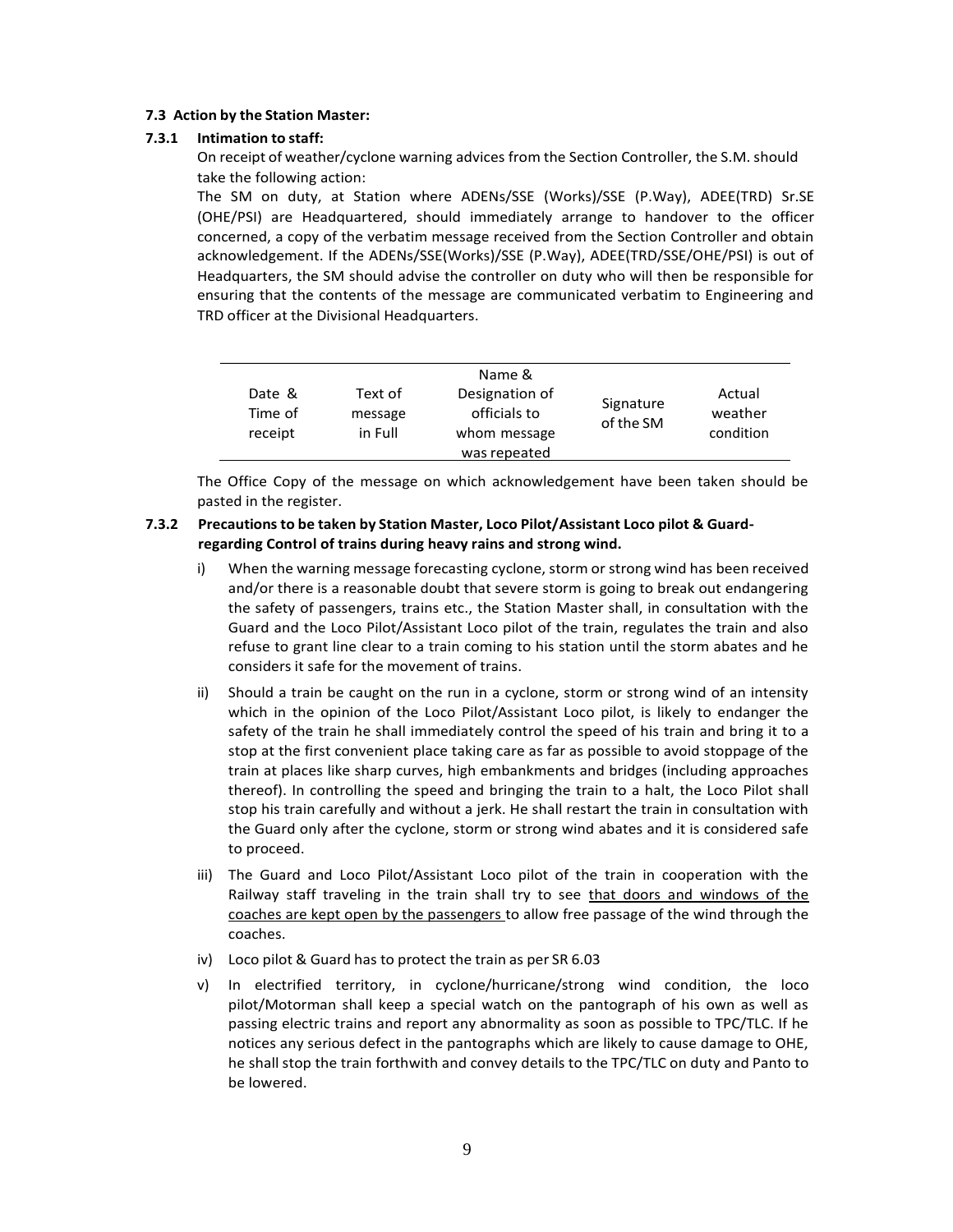**7.3 Action by the Station Master:**

**7.3.1 Intimation to staff:**

On receipt of weather/cyclone warning advices from the Section Controller, the S.M. should take the following action:

The SM on duty, at Station where ADENs/SSE (Works)/SSE (P.Way), ADEE(TRD) Sr.SE (OHE/PSI) are Headquartered, should immediately arrange to handover to the officer concerned, a copy of the verbatim message received from the Section Controller and obtain acknowledgement. If the ADENs/SSE(Works)/SSE (P.Way), ADEE(TRD/SSE/OHE/PSI) is out of Headquarters, the SM should advise the controller on duty who will then be responsible for ensuring that the contents of the message are communicated verbatim to Engineering and TRD officer at the Divisional Headquarters.

| Date & Time of receipt | Text of message in Full | Name & Designation of officials to whom message was repeated | Signature of the SM | Actual weather condition |
|---|---|---|---|---|

The Office Copy of the message on which acknowledgement have been taken should be pasted in the register.

**7.3.2 Precautions to be taken by Station Master, Loco Pilot/Assistant Loco pilot & Guard- regarding Control of trains during heavy rains and strong wind.**

i) When the warning message forecasting cyclone, storm or strong wind has been received and/or there is a reasonable doubt that severe storm is going to break out endangering the safety of passengers, trains etc., the Station Master shall, in consultation with the Guard and the Loco Pilot/Assistant Loco pilot of the train, regulates the train and also refuse to grant line clear to a train coming to his station until the storm abates and he considers it safe for the movement of trains.

ii) Should a train be caught on the run in a cyclone, storm or strong wind of an intensity which in the opinion of the Loco Pilot/Assistant Loco pilot, is likely to endanger the safety of the train he shall immediately control the speed of his train and bring it to a stop at the first convenient place taking care as far as possible to avoid stoppage of the train at places like sharp curves, high embankments and bridges (including approaches thereof). In controlling the speed and bringing the train to a halt, the Loco Pilot shall stop his train carefully and without a jerk. He shall restart the train in consultation with the Guard only after the cyclone, storm or strong wind abates and it is considered safe to proceed.

iii) The Guard and Loco Pilot/Assistant Loco pilot of the train in cooperation with the Railway staff traveling in the train shall try to see <u>that doors and windows of the coaches are kept open by the passengers</u> to allow free passage of the wind through the coaches.

iv) Loco pilot & Guard has to protect the train as per SR 6.03

v) In electrified territory, in cyclone/hurricane/strong wind condition, the loco pilot/Motorman shall keep a special watch on the pantograph of his own as well as passing electric trains and report any abnormality as soon as possible to TPC/TLC. If he notices any serious defect in the pantographs which are likely to cause damage to OHE, he shall stop the train forthwith and convey details to the TPC/TLC on duty and Panto to be lowered.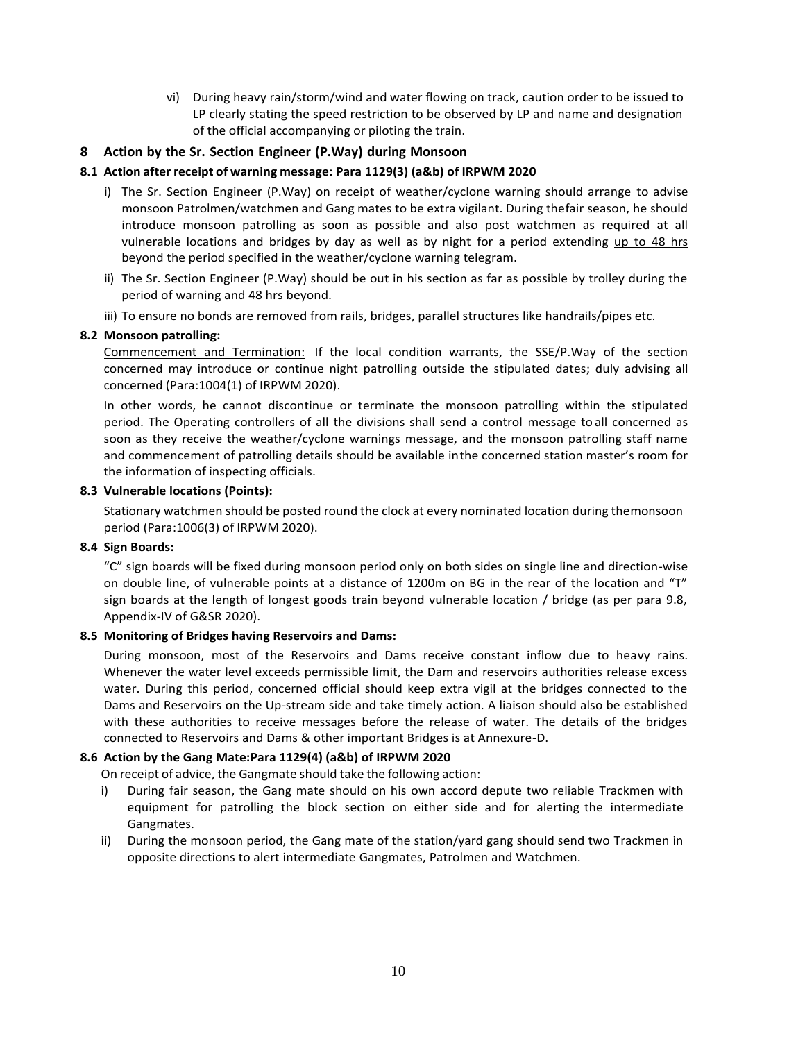vi) During heavy rain/storm/wind and water flowing on track, caution order to be issued to LP clearly stating the speed restriction to be observed by LP and name and designation of the official accompanying or piloting the train.

## 8 Action by the Sr. Section Engineer (P.Way) during Monsoon

### 8.1 Action after receipt of warning message: Para 1129(3) (a&b) of IRPWM 2020

i) The Sr. Section Engineer (P.Way) on receipt of weather/cyclone warning should arrange to advise monsoon Patrolmen/watchmen and Gang mates to be extra vigilant. During thefair season, he should introduce monsoon patrolling as soon as possible and also post watchmen as required at all vulnerable locations and bridges by day as well as by night for a period extending up to 48 hrs beyond the period specified in the weather/cyclone warning telegram.

ii) The Sr. Section Engineer (P.Way) should be out in his section as far as possible by trolley during the period of warning and 48 hrs beyond.

iii) To ensure no bonds are removed from rails, bridges, parallel structures like handrails/pipes etc.

### 8.2 Monsoon patrolling:

Commencement and Termination: If the local condition warrants, the SSE/P.Way of the section concerned may introduce or continue night patrolling outside the stipulated dates; duly advising all concerned (Para:1004(1) of IRPWM 2020).

In other words, he cannot discontinue or terminate the monsoon patrolling within the stipulated period. The Operating controllers of all the divisions shall send a control message to all concerned as soon as they receive the weather/cyclone warnings message, and the monsoon patrolling staff name and commencement of patrolling details should be available inthe concerned station master's room for the information of inspecting officials.

### 8.3 Vulnerable locations (Points):

Stationary watchmen should be posted round the clock at every nominated location during themonsoon period (Para:1006(3) of IRPWM 2020).

### 8.4 Sign Boards:

"C" sign boards will be fixed during monsoon period only on both sides on single line and direction-wise on double line, of vulnerable points at a distance of 1200m on BG in the rear of the location and "T" sign boards at the length of longest goods train beyond vulnerable location / bridge (as per para 9.8, Appendix-IV of G&SR 2020).

### 8.5 Monitoring of Bridges having Reservoirs and Dams:

During monsoon, most of the Reservoirs and Dams receive constant inflow due to heavy rains. Whenever the water level exceeds permissible limit, the Dam and reservoirs authorities release excess water. During this period, concerned official should keep extra vigil at the bridges connected to the Dams and Reservoirs on the Up-stream side and take timely action. A liaison should also be established with these authorities to receive messages before the release of water. The details of the bridges connected to Reservoirs and Dams & other important Bridges is at Annexure-D.

### 8.6 Action by the Gang Mate:Para 1129(4) (a&b) of IRPWM 2020

On receipt of advice, the Gangmate should take the following action:

i) During fair season, the Gang mate should on his own accord depute two reliable Trackmen with equipment for patrolling the block section on either side and for alerting the intermediate Gangmates.

ii) During the monsoon period, the Gang mate of the station/yard gang should send two Trackmen in opposite directions to alert intermediate Gangmates, Patrolmen and Watchmen.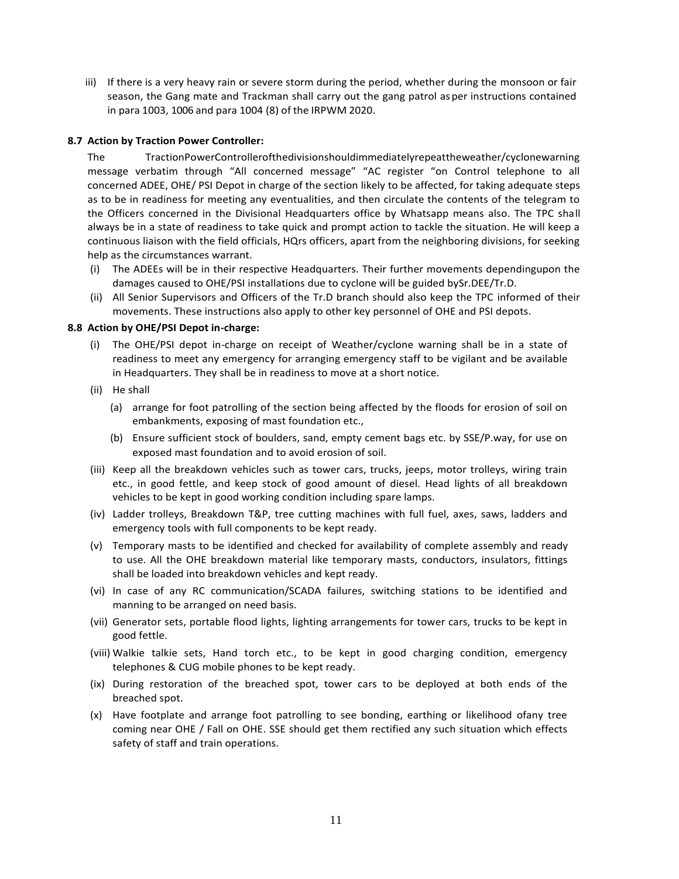iii) If there is a very heavy rain or severe storm during the period, whether during the monsoon or fair season, the Gang mate and Trackman shall carry out the gang patrol as per instructions contained in para 1003, 1006 and para 1004 (8) of the IRPWM 2020.

**8.7 Action by Traction Power Controller:**

The TractionPowerControllerofthedivisionshouldimmediatelyrepeattheweather/cyclonewarning message verbatim through "All concerned message" "AC register "on Control telephone to all concerned ADEE, OHE/ PSI Depot in charge of the section likely to be affected, for taking adequate steps as to be in readiness for meeting any eventualities, and then circulate the contents of the telegram to the Officers concerned in the Divisional Headquarters office by Whatsapp means also. The TPC shall always be in a state of readiness to take quick and prompt action to tackle the situation. He will keep a continuous liaison with the field officials, HQrs officers, apart from the neighboring divisions, for seeking help as the circumstances warrant.

(i) The ADEEs will be in their respective Headquarters. Their further movements dependingupon the damages caused to OHE/PSI installations due to cyclone will be guided bySr.DEE/Tr.D.
(ii) All Senior Supervisors and Officers of the Tr.D branch should also keep the TPC informed of their movements. These instructions also apply to other key personnel of OHE and PSI depots.

**8.8 Action by OHE/PSI Depot in-charge:**

(i) The OHE/PSI depot in-charge on receipt of Weather/cyclone warning shall be in a state of readiness to meet any emergency for arranging emergency staff to be vigilant and be available in Headquarters. They shall be in readiness to move at a short notice.
(ii) He shall
   (a) arrange for foot patrolling of the section being affected by the floods for erosion of soil on embankments, exposing of mast foundation etc.,
   (b) Ensure sufficient stock of boulders, sand, empty cement bags etc. by SSE/P.way, for use on exposed mast foundation and to avoid erosion of soil.
(iii) Keep all the breakdown vehicles such as tower cars, trucks, jeeps, motor trolleys, wiring train etc., in good fettle, and keep stock of good amount of diesel. Head lights of all breakdown vehicles to be kept in good working condition including spare lamps.
(iv) Ladder trolleys, Breakdown T&P, tree cutting machines with full fuel, axes, saws, ladders and emergency tools with full components to be kept ready.
(v) Temporary masts to be identified and checked for availability of complete assembly and ready to use. All the OHE breakdown material like temporary masts, conductors, insulators, fittings shall be loaded into breakdown vehicles and kept ready.
(vi) In case of any RC communication/SCADA failures, switching stations to be identified and manning to be arranged on need basis.
(vii) Generator sets, portable flood lights, lighting arrangements for tower cars, trucks to be kept in good fettle.
(viii) Walkie talkie sets, Hand torch etc., to be kept in good charging condition, emergency telephones & CUG mobile phones to be kept ready.
(ix) During restoration of the breached spot, tower cars to be deployed at both ends of the breached spot.
(x) Have footplate and arrange foot patrolling to see bonding, earthing or likelihood ofany tree coming near OHE / Fall on OHE. SSE should get them rectified any such situation which effects safety of staff and train operations.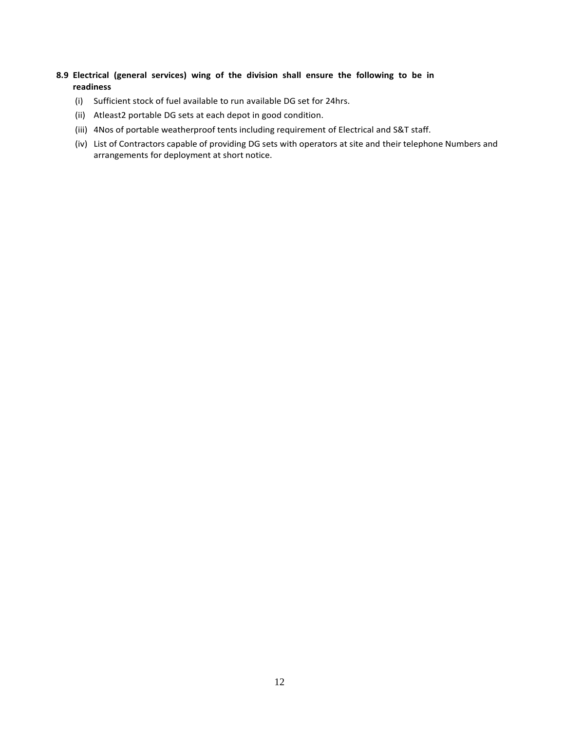**8.9 Electrical (general services) wing of the division shall ensure the following to be in readiness**

(i) Sufficient stock of fuel available to run available DG set for 24hrs.

(ii) Atleast2 portable DG sets at each depot in good condition.

(iii) 4Nos of portable weatherproof tents including requirement of Electrical and S&T staff.

(iv) List of Contractors capable of providing DG sets with operators at site and their telephone Numbers and arrangements for deployment at short notice.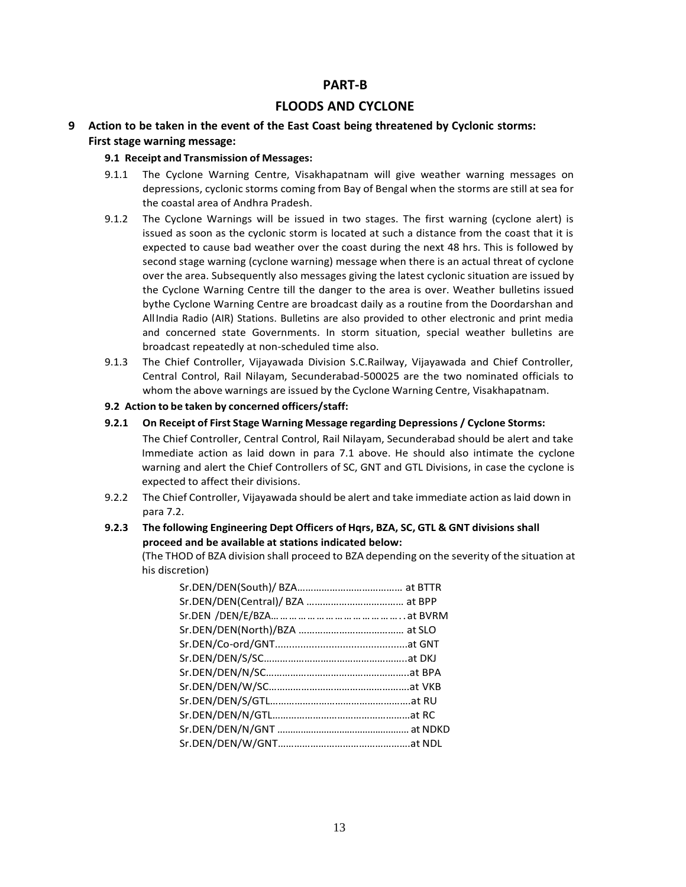# PART-B

## FLOODS AND CYCLONE

### 9 Action to be taken in the event of the East Coast being threatened by Cyclonic storms:

**First stage warning message:**

#### 9.1 Receipt and Transmission of Messages:

9.1.1 The Cyclone Warning Centre, Visakhapatnam will give weather warning messages on depressions, cyclonic storms coming from Bay of Bengal when the storms are still at sea for the coastal area of Andhra Pradesh.

9.1.2 The Cyclone Warnings will be issued in two stages. The first warning (cyclone alert) is issued as soon as the cyclonic storm is located at such a distance from the coast that it is expected to cause bad weather over the coast during the next 48 hrs. This is followed by second stage warning (cyclone warning) message when there is an actual threat of cyclone over the area. Subsequently also messages giving the latest cyclonic situation are issued by the Cyclone Warning Centre till the danger to the area is over. Weather bulletins issued bythe Cyclone Warning Centre are broadcast daily as a routine from the Doordarshan and All India Radio (AIR) Stations. Bulletins are also provided to other electronic and print media and concerned state Governments. In storm situation, special weather bulletins are broadcast repeatedly at non-scheduled time also.

9.1.3 The Chief Controller, Vijayawada Division S.C.Railway, Vijayawada and Chief Controller, Central Control, Rail Nilayam, Secunderabad-500025 are the two nominated officials to whom the above warnings are issued by the Cyclone Warning Centre, Visakhapatnam.

#### 9.2 Action to be taken by concerned officers/staff:

**9.2.1 On Receipt of First Stage Warning Message regarding Depressions / Cyclone Storms:**

The Chief Controller, Central Control, Rail Nilayam, Secunderabad should be alert and take Immediate action as laid down in para 7.1 above. He should also intimate the cyclone warning and alert the Chief Controllers of SC, GNT and GTL Divisions, in case the cyclone is expected to affect their divisions.

9.2.2 The Chief Controller, Vijayawada should be alert and take immediate action as laid down in para 7.2.

**9.2.3 The following Engineering Dept Officers of Hqrs, BZA, SC, GTL & GNT divisions shall proceed and be available at stations indicated below:**

(The THOD of BZA division shall proceed to BZA depending on the severity of the situation at his discretion)

- Sr.DEN/DEN(South)/ BZA………………………………… at BTTR
- Sr.DEN/DEN(Central)/ BZA ……………………………… at BPP
- Sr.DEN /DEN/E/BZA………………………………. . at BVRM
- Sr.DEN/DEN(North)/BZA ………………………………… at SLO
- Sr.DEN/Co-ord/GNT................................................at GNT
- Sr.DEN/DEN/S/SC……………………………………………..at DKJ
- Sr.DEN/DEN/N/SC……………………………………………..at BPA
- Sr.DEN/DEN/W/SC…………………………………………….at VKB
- Sr.DEN/DEN/S/GTL…………………………………………….at RU
- Sr.DEN/DEN/N/GTL…………………………………………….at RC
- Sr.DEN/DEN/N/GNT …………………………………………… at NDKD
- Sr.DEN/DEN/W/GNT…………………………………………..at NDL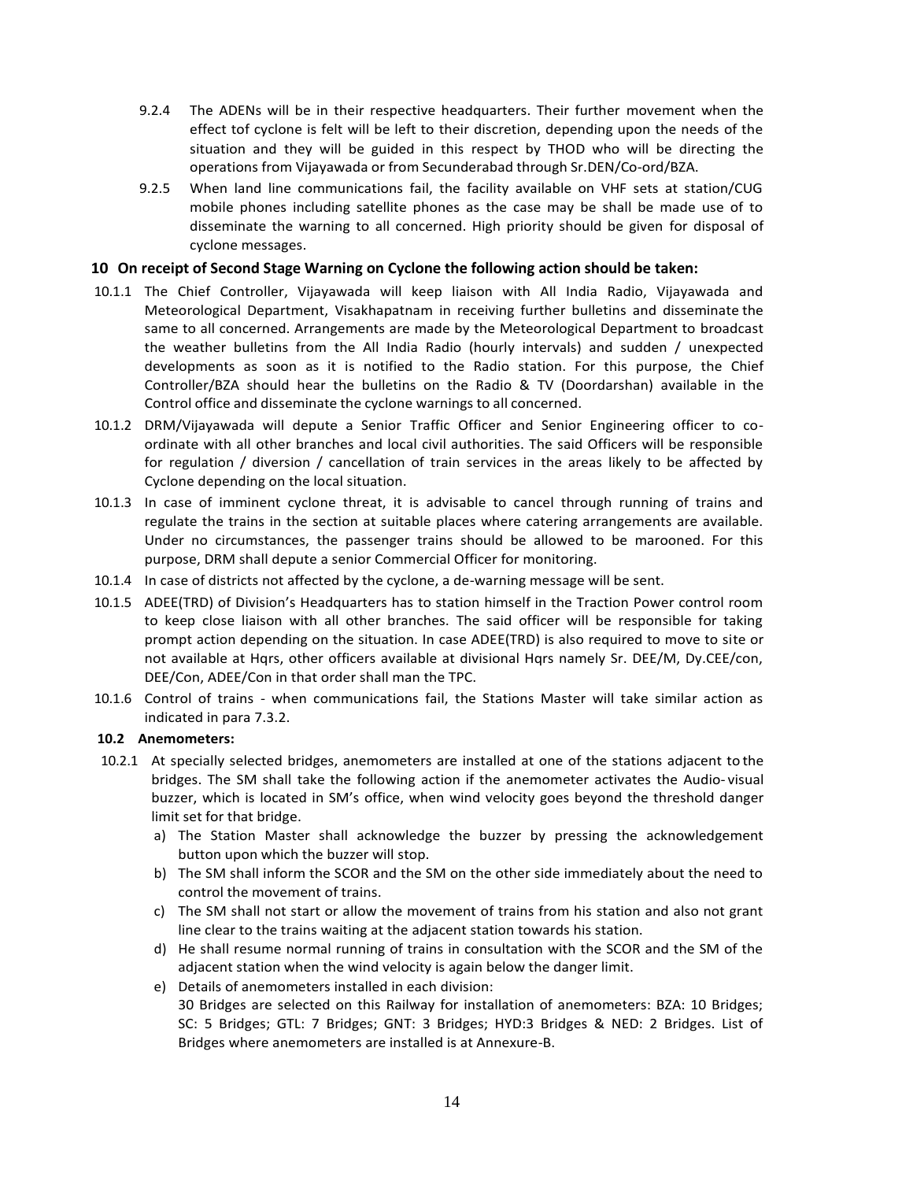9.2.4 The ADENs will be in their respective headquarters. Their further movement when the effect tof cyclone is felt will be left to their discretion, depending upon the needs of the situation and they will be guided in this respect by THOD who will be directing the operations from Vijayawada or from Secunderabad through Sr.DEN/Co-ord/BZA.

9.2.5 When land line communications fail, the facility available on VHF sets at station/CUG mobile phones including satellite phones as the case may be shall be made use of to disseminate the warning to all concerned. High priority should be given for disposal of cyclone messages.

## 10 On receipt of Second Stage Warning on Cyclone the following action should be taken:

10.1.1 The Chief Controller, Vijayawada will keep liaison with All India Radio, Vijayawada and Meteorological Department, Visakhapatnam in receiving further bulletins and disseminate the same to all concerned. Arrangements are made by the Meteorological Department to broadcast the weather bulletins from the All India Radio (hourly intervals) and sudden / unexpected developments as soon as it is notified to the Radio station. For this purpose, the Chief Controller/BZA should hear the bulletins on the Radio & TV (Doordarshan) available in the Control office and disseminate the cyclone warnings to all concerned.

10.1.2 DRM/Vijayawada will depute a Senior Traffic Officer and Senior Engineering officer to co-ordinate with all other branches and local civil authorities. The said Officers will be responsible for regulation / diversion / cancellation of train services in the areas likely to be affected by Cyclone depending on the local situation.

10.1.3 In case of imminent cyclone threat, it is advisable to cancel through running of trains and regulate the trains in the section at suitable places where catering arrangements are available. Under no circumstances, the passenger trains should be allowed to be marooned. For this purpose, DRM shall depute a senior Commercial Officer for monitoring.

10.1.4 In case of districts not affected by the cyclone, a de-warning message will be sent.

10.1.5 ADEE(TRD) of Division's Headquarters has to station himself in the Traction Power control room to keep close liaison with all other branches. The said officer will be responsible for taking prompt action depending on the situation. In case ADEE(TRD) is also required to move to site or not available at Hqrs, other officers available at divisional Hqrs namely Sr. DEE/M, Dy.CEE/con, DEE/Con, ADEE/Con in that order shall man the TPC.

10.1.6 Control of trains - when communications fail, the Stations Master will take similar action as indicated in para 7.3.2.

### 10.2 Anemometers:

10.2.1 At specially selected bridges, anemometers are installed at one of the stations adjacent to the bridges. The SM shall take the following action if the anemometer activates the Audio-visual buzzer, which is located in SM's office, when wind velocity goes beyond the threshold danger limit set for that bridge.

a) The Station Master shall acknowledge the buzzer by pressing the acknowledgement button upon which the buzzer will stop.

b) The SM shall inform the SCOR and the SM on the other side immediately about the need to control the movement of trains.

c) The SM shall not start or allow the movement of trains from his station and also not grant line clear to the trains waiting at the adjacent station towards his station.

d) He shall resume normal running of trains in consultation with the SCOR and the SM of the adjacent station when the wind velocity is again below the danger limit.

e) Details of anemometers installed in each division:
30 Bridges are selected on this Railway for installation of anemometers: BZA: 10 Bridges; SC: 5 Bridges; GTL: 7 Bridges; GNT: 3 Bridges; HYD:3 Bridges & NED: 2 Bridges. List of Bridges where anemometers are installed is at Annexure-B.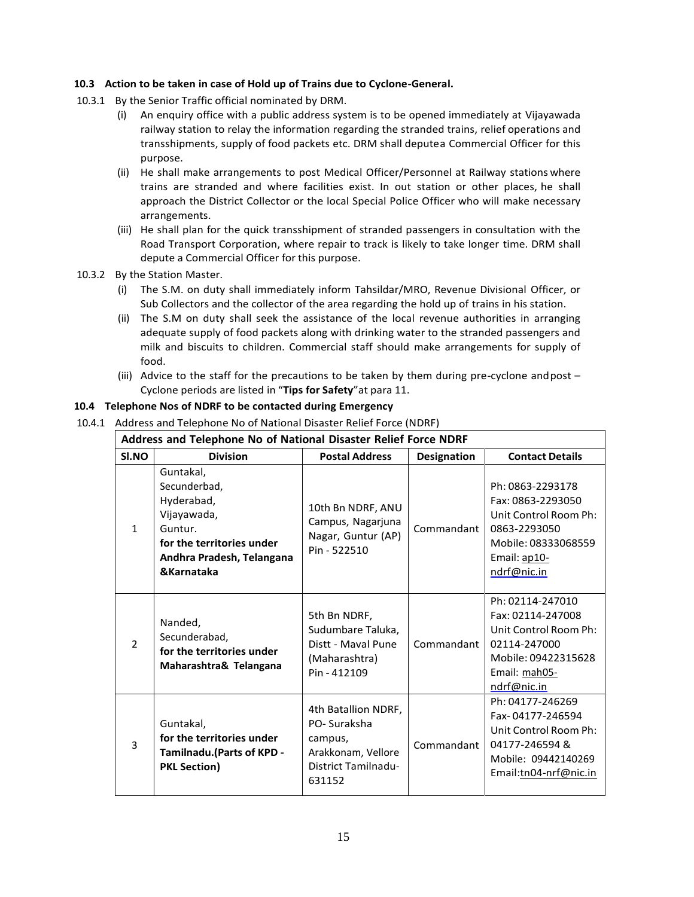### 10.3 Action to be taken in case of Hold up of Trains due to Cyclone-General.

10.3.1 By the Senior Traffic official nominated by DRM.

(i) An enquiry office with a public address system is to be opened immediately at Vijayawada railway station to relay the information regarding the stranded trains, relief operations and transshipments, supply of food packets etc. DRM shall deputea Commercial Officer for this purpose.

(ii) He shall make arrangements to post Medical Officer/Personnel at Railway stations where trains are stranded and where facilities exist. In out station or other places, he shall approach the District Collector or the local Special Police Officer who will make necessary arrangements.

(iii) He shall plan for the quick transshipment of stranded passengers in consultation with the Road Transport Corporation, where repair to track is likely to take longer time. DRM shall depute a Commercial Officer for this purpose.

10.3.2 By the Station Master.

(i) The S.M. on duty shall immediately inform Tahsildar/MRO, Revenue Divisional Officer, or Sub Collectors and the collector of the area regarding the hold up of trains in his station.

(ii) The S.M on duty shall seek the assistance of the local revenue authorities in arranging adequate supply of food packets along with drinking water to the stranded passengers and milk and biscuits to children. Commercial staff should make arrangements for supply of food.

(iii) Advice to the staff for the precautions to be taken by them during pre-cyclone andpost – Cyclone periods are listed in "**Tips for Safety**"at para 11.

### 10.4 Telephone Nos of NDRF to be contacted during Emergency

10.4.1 Address and Telephone No of National Disaster Relief Force (NDRF)

| **Address and Telephone No of National Disaster Relief Force NDRF** | | | | |
|---|---|---|---|---|
| **Sl.NO** | **Division** | **Postal Address** | **Designation** | **Contact Details** |
| 1 | Guntakal, Secunderbad, Hyderabad, Vijayawada, Guntur. **for the territories under Andhra Pradesh, Telangana &Karnataka** | 10th Bn NDRF, ANU Campus, Nagarjuna Nagar, Guntur (AP) Pin - 522510 | Commandant | Ph: 0863-2293178 Fax: 0863-2293050 Unit Control Room Ph: 0863-2293050 Mobile: 08333068559 Email: ap10-ndrf@nic.in |
| 2 | Nanded, Secunderabad, **for the territories under Maharashtra& Telangana** | 5th Bn NDRF, Sudumbare Taluka, Distt - Maval Pune (Maharashtra) Pin - 412109 | Commandant | Ph: 02114-247010 Fax: 02114-247008 Unit Control Room Ph: 02114-247000 Mobile: 09422315628 Email: mah05-ndrf@nic.in |
| 3 | Guntakal, **for the territories under Tamilnadu.(Parts of KPD - PKL Section)** | 4th Batallion NDRF, PO- Suraksha campus, Arakkonam, Vellore District Tamilnadu-631152 | Commandant | Ph: 04177-246269 Fax- 04177-246594 Unit Control Room Ph: 04177-246594 & Mobile: 09442140269 Email:tn04-nrf@nic.in |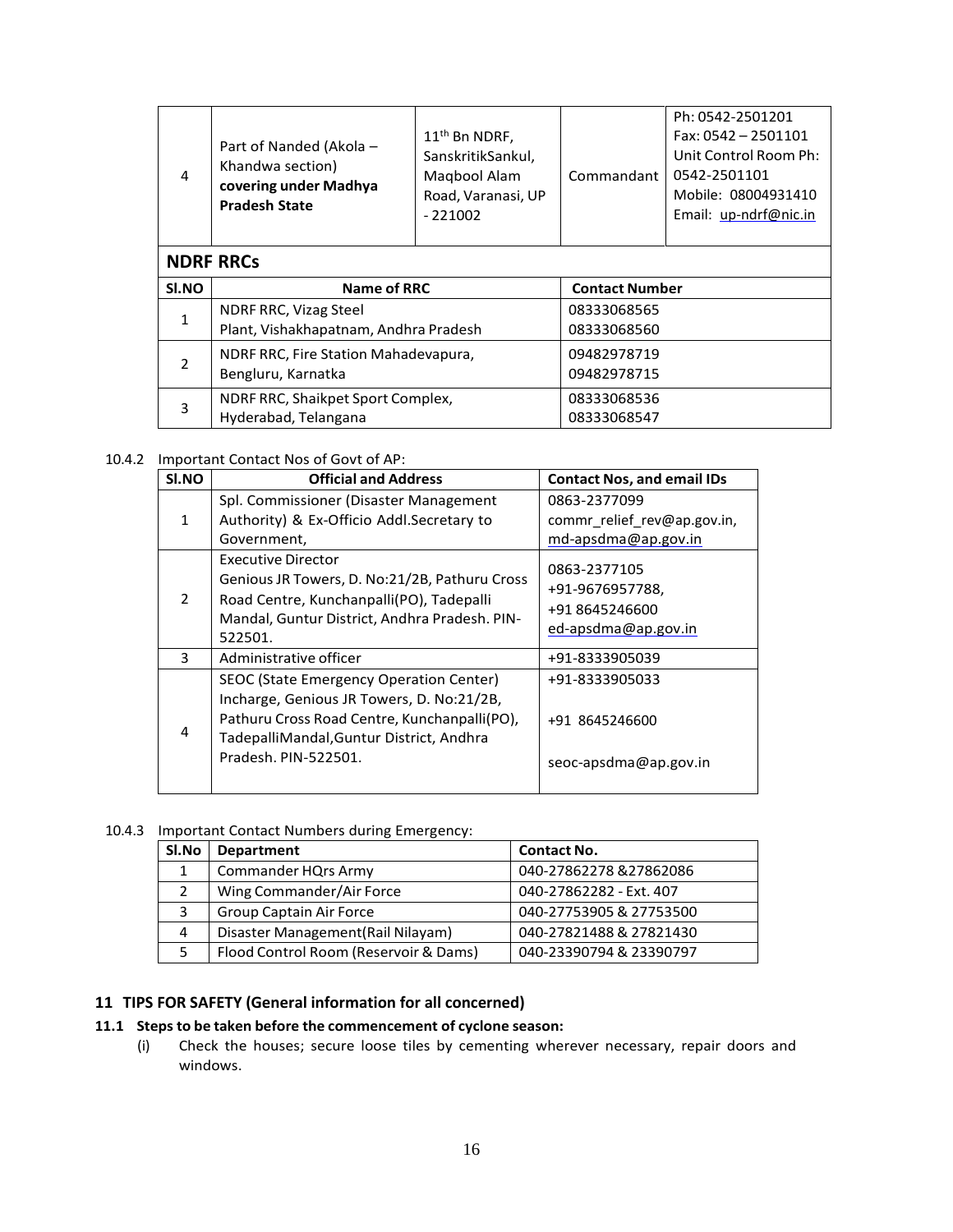| 4 | Part of Nanded (Akola – Khandwa section) **covering under Madhya Pradesh State** | 11th Bn NDRF, SanskritikSankul, Maqbool Alam Road, Varanasi, UP - 221002 | Commandant | Ph: 0542-2501201<br>Fax: 0542 – 2501101<br>Unit Control Room Ph: 0542-2501101<br>Mobile: 08004931410<br>Email: up-ndrf@nic.in |
|---|---|---|---|---|

**NDRF RRCs**

| Sl.NO | Name of RRC | Contact Number |
|---|---|---|
| 1 | NDRF RRC, Vizag Steel Plant, Vishakhapatnam, Andhra Pradesh | 08333068565<br>08333068560 |
| 2 | NDRF RRC, Fire Station Mahadevapura, Bengluru, Karnatka | 09482978719<br>09482978715 |
| 3 | NDRF RRC, Shaikpet Sport Complex, Hyderabad, Telangana | 08333068536<br>08333068547 |

10.4.2 Important Contact Nos of Govt of AP:

| Sl.NO | Official and Address | Contact Nos, and email IDs |
|---|---|---|
| 1 | Spl. Commissioner (Disaster Management Authority) & Ex-Officio Addl.Secretary to Government, | 0863-2377099<br>commr_relief_rev@ap.gov.in,<br>md-apsdma@ap.gov.in |
| 2 | Executive Director<br>Genious JR Towers, D. No:21/2B, Pathuru Cross Road Centre, Kunchanpalli(PO), Tadepalli Mandal, Guntur District, Andhra Pradesh. PIN-522501. | 0863-2377105<br>+91-9676957788,<br>+91 8645246600<br>ed-apsdma@ap.gov.in |
| 3 | Administrative officer | +91-8333905039 |
| 4 | SEOC (State Emergency Operation Center) Incharge, Genious JR Towers, D. No:21/2B, Pathuru Cross Road Centre, Kunchanpalli(PO), TadepalliMandal,Guntur District, Andhra Pradesh. PIN-522501. | +91-8333905033<br><br>+91 8645246600<br><br>seoc-apsdma@ap.gov.in |

10.4.3 Important Contact Numbers during Emergency:

| Sl.No | Department | Contact No. |
|---|---|---|
| 1 | Commander HQrs Army | 040-27862278 &27862086 |
| 2 | Wing Commander/Air Force | 040-27862282 - Ext. 407 |
| 3 | Group Captain Air Force | 040-27753905 & 27753500 |
| 4 | Disaster Management(Rail Nilayam) | 040-27821488 & 27821430 |
| 5 | Flood Control Room (Reservoir & Dams) | 040-23390794 & 23390797 |

## 11 TIPS FOR SAFETY (General information for all concerned)

### 11.1 Steps to be taken before the commencement of cyclone season:

(i) Check the houses; secure loose tiles by cementing wherever necessary, repair doors and windows.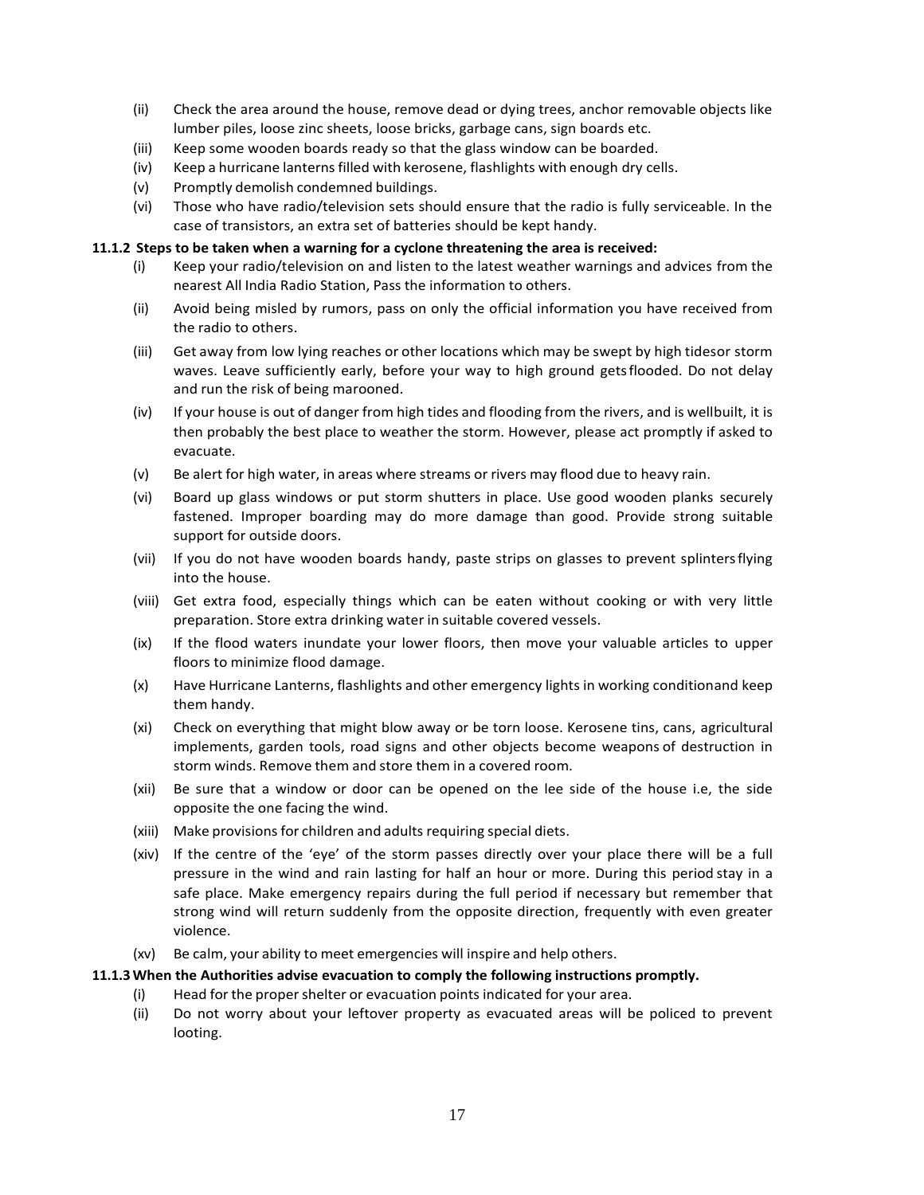(ii) Check the area around the house, remove dead or dying trees, anchor removable objects like lumber piles, loose zinc sheets, loose bricks, garbage cans, sign boards etc.

(iii) Keep some wooden boards ready so that the glass window can be boarded.

(iv) Keep a hurricane lanterns filled with kerosene, flashlights with enough dry cells.

(v) Promptly demolish condemned buildings.

(vi) Those who have radio/television sets should ensure that the radio is fully serviceable. In the case of transistors, an extra set of batteries should be kept handy.

**11.1.2 Steps to be taken when a warning for a cyclone threatening the area is received:**

(i) Keep your radio/television on and listen to the latest weather warnings and advices from the nearest All India Radio Station, Pass the information to others.

(ii) Avoid being misled by rumors, pass on only the official information you have received from the radio to others.

(iii) Get away from low lying reaches or other locations which may be swept by high tidesor storm waves. Leave sufficiently early, before your way to high ground getsflooded. Do not delay and run the risk of being marooned.

(iv) If your house is out of danger from high tides and flooding from the rivers, and is wellbuilt, it is then probably the best place to weather the storm. However, please act promptly if asked to evacuate.

(v) Be alert for high water, in areas where streams or rivers may flood due to heavy rain.

(vi) Board up glass windows or put storm shutters in place. Use good wooden planks securely fastened. Improper boarding may do more damage than good. Provide strong suitable support for outside doors.

(vii) If you do not have wooden boards handy, paste strips on glasses to prevent splintersflying into the house.

(viii) Get extra food, especially things which can be eaten without cooking or with very little preparation. Store extra drinking water in suitable covered vessels.

(ix) If the flood waters inundate your lower floors, then move your valuable articles to upper floors to minimize flood damage.

(x) Have Hurricane Lanterns, flashlights and other emergency lights in working conditionand keep them handy.

(xi) Check on everything that might blow away or be torn loose. Kerosene tins, cans, agricultural implements, garden tools, road signs and other objects become weapons of destruction in storm winds. Remove them and store them in a covered room.

(xii) Be sure that a window or door can be opened on the lee side of the house i.e, the side opposite the one facing the wind.

(xiii) Make provisions for children and adults requiring special diets.

(xiv) If the centre of the 'eye' of the storm passes directly over your place there will be a full pressure in the wind and rain lasting for half an hour or more. During this period stay in a safe place. Make emergency repairs during the full period if necessary but remember that strong wind will return suddenly from the opposite direction, frequently with even greater violence.

(xv) Be calm, your ability to meet emergencies will inspire and help others.

**11.1.3 When the Authorities advise evacuation to comply the following instructions promptly.**

(i) Head for the proper shelter or evacuation points indicated for your area.

(ii) Do not worry about your leftover property as evacuated areas will be policed to prevent looting.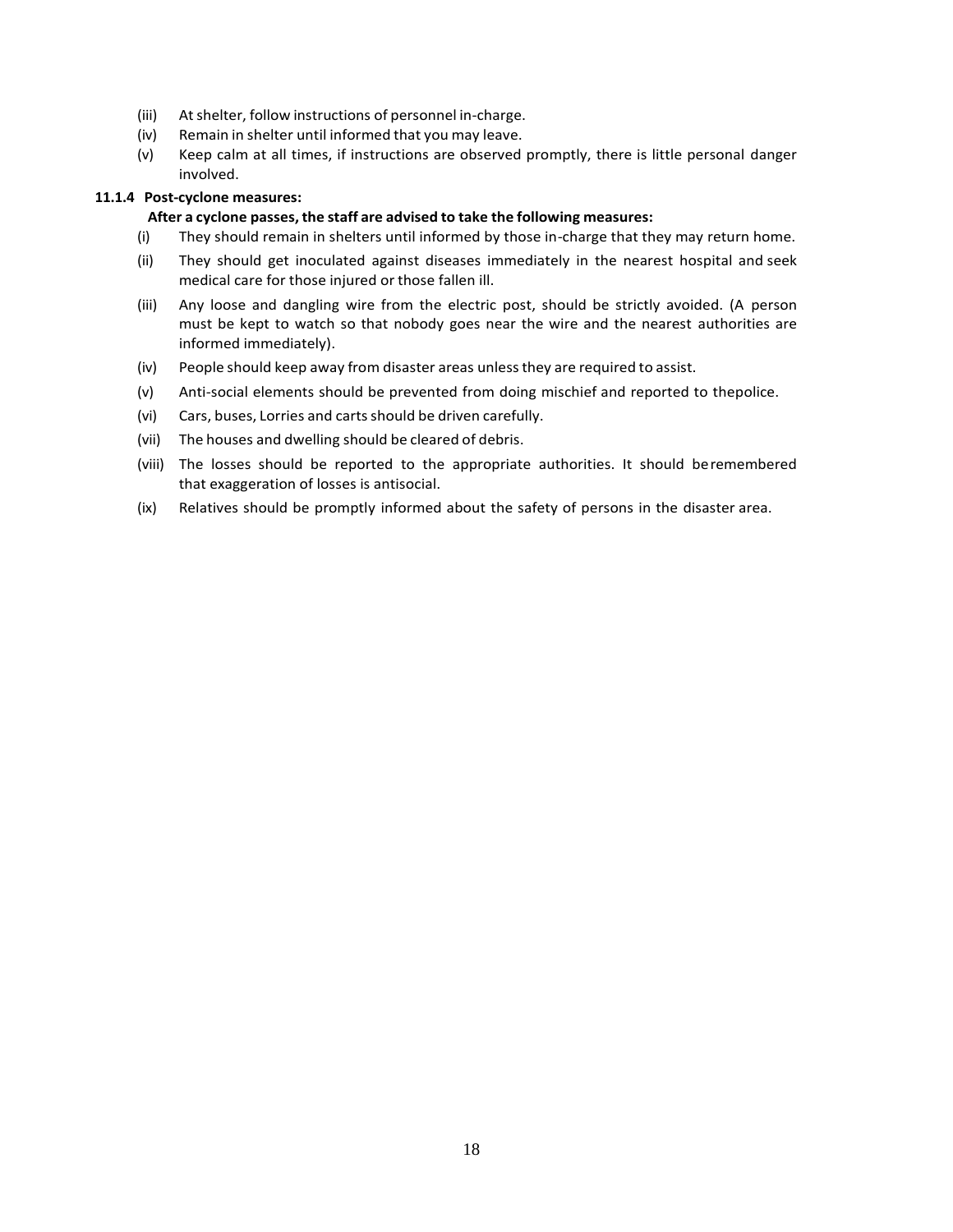(iii) At shelter, follow instructions of personnel in-charge.

(iv) Remain in shelter until informed that you may leave.

(v) Keep calm at all times, if instructions are observed promptly, there is little personal danger involved.

**11.1.4 Post-cyclone measures:**

**After a cyclone passes, the staff are advised to take the following measures:**

(i) They should remain in shelters until informed by those in-charge that they may return home.

(ii) They should get inoculated against diseases immediately in the nearest hospital and seek medical care for those injured or those fallen ill.

(iii) Any loose and dangling wire from the electric post, should be strictly avoided. (A person must be kept to watch so that nobody goes near the wire and the nearest authorities are informed immediately).

(iv) People should keep away from disaster areas unless they are required to assist.

(v) Anti-social elements should be prevented from doing mischief and reported to thepolice.

(vi) Cars, buses, Lorries and carts should be driven carefully.

(vii) The houses and dwelling should be cleared of debris.

(viii) The losses should be reported to the appropriate authorities. It should beremembered that exaggeration of losses is antisocial.

(ix) Relatives should be promptly informed about the safety of persons in the disaster area.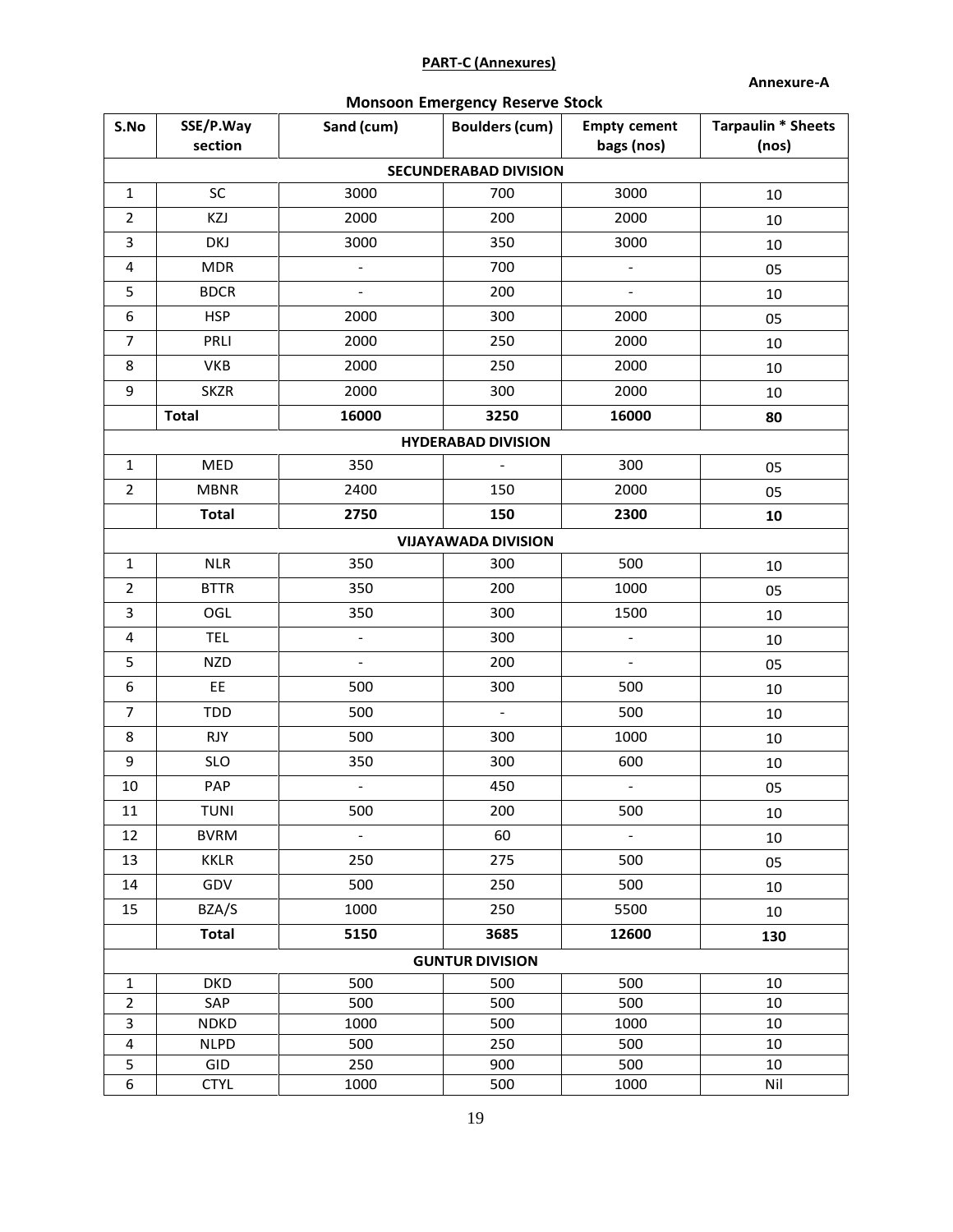**PART-C (Annexures)**

**Annexure-A**

**Monsoon Emergency Reserve Stock**

| S.No | SSE/P.Way section | Sand (cum) | Boulders (cum) | Empty cement bags (nos) | Tarpaulin * Sheets (nos) |
|---|---|---|---|---|---|
| **SECUNDERABAD DIVISION** | | | | | |
| 1 | SC | 3000 | 700 | 3000 | 10 |
| 2 | KZJ | 2000 | 200 | 2000 | 10 |
| 3 | DKJ | 3000 | 350 | 3000 | 10 |
| 4 | MDR | - | 700 | - | 05 |
| 5 | BDCR | - | 200 | - | 10 |
| 6 | HSP | 2000 | 300 | 2000 | 05 |
| 7 | PRLI | 2000 | 250 | 2000 | 10 |
| 8 | VKB | 2000 | 250 | 2000 | 10 |
| 9 | SKZR | 2000 | 300 | 2000 | 10 |
| | **Total** | **16000** | **3250** | **16000** | **80** |
| **HYDERABAD DIVISION** | | | | | |
| 1 | MED | 350 | - | 300 | 05 |
| 2 | MBNR | 2400 | 150 | 2000 | 05 |
| | **Total** | **2750** | **150** | **2300** | **10** |
| **VIJAYAWADA DIVISION** | | | | | |
| 1 | NLR | 350 | 300 | 500 | 10 |
| 2 | BTTR | 350 | 200 | 1000 | 05 |
| 3 | OGL | 350 | 300 | 1500 | 10 |
| 4 | TEL | - | 300 | - | 10 |
| 5 | NZD | - | 200 | - | 05 |
| 6 | EE | 500 | 300 | 500 | 10 |
| 7 | TDD | 500 | - | 500 | 10 |
| 8 | RJY | 500 | 300 | 1000 | 10 |
| 9 | SLO | 350 | 300 | 600 | 10 |
| 10 | PAP | - | 450 | - | 05 |
| 11 | TUNI | 500 | 200 | 500 | 10 |
| 12 | BVRM | - | 60 | - | 10 |
| 13 | KKLR | 250 | 275 | 500 | 05 |
| 14 | GDV | 500 | 250 | 500 | 10 |
| 15 | BZA/S | 1000 | 250 | 5500 | 10 |
| | **Total** | **5150** | **3685** | **12600** | **130** |
| **GUNTUR DIVISION** | | | | | |
| 1 | DKD | 500 | 500 | 500 | 10 |
| 2 | SAP | 500 | 500 | 500 | 10 |
| 3 | NDKD | 1000 | 500 | 1000 | 10 |
| 4 | NLPD | 500 | 250 | 500 | 10 |
| 5 | GID | 250 | 900 | 500 | 10 |
| 6 | CTYL | 1000 | 500 | 1000 | Nil |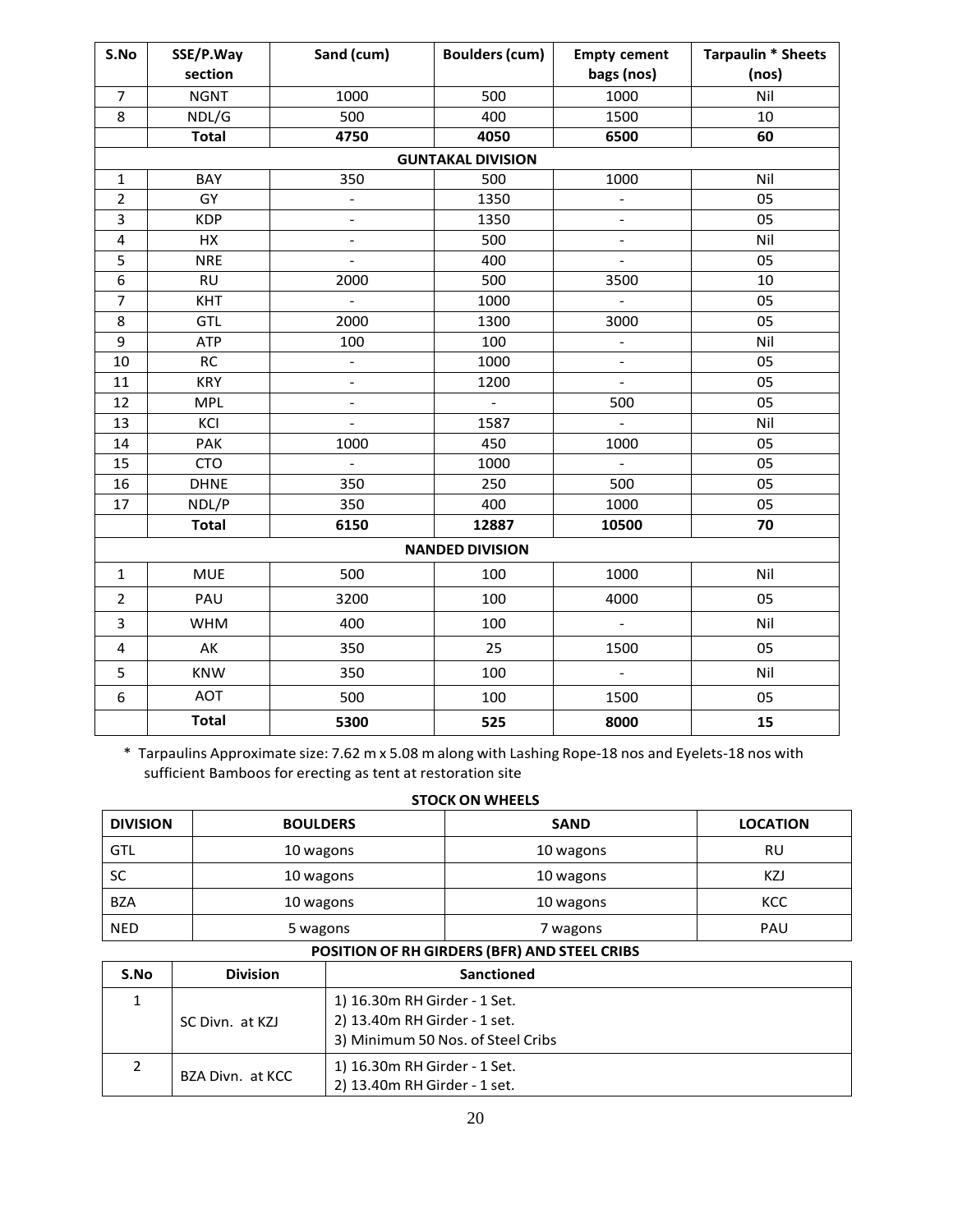| S.No | SSE/P.Way section | Sand (cum) | Boulders (cum) | Empty cement bags (nos) | Tarpaulin * Sheets (nos) |
|---|---|---|---|---|---|
| 7 | NGNT | 1000 | 500 | 1000 | Nil |
| 8 | NDL/G | 500 | 400 | 1500 | 10 |
| | **Total** | **4750** | **4050** | **6500** | **60** |
| | | | **GUNTAKAL DIVISION** | | |
| 1 | BAY | 350 | 500 | 1000 | Nil |
| 2 | GY | - | 1350 | - | 05 |
| 3 | KDP | - | 1350 | - | 05 |
| 4 | HX | - | 500 | - | Nil |
| 5 | NRE | - | 400 | - | 05 |
| 6 | RU | 2000 | 500 | 3500 | 10 |
| 7 | KHT | - | 1000 | - | 05 |
| 8 | GTL | 2000 | 1300 | 3000 | 05 |
| 9 | ATP | 100 | 100 | - | Nil |
| 10 | RC | - | 1000 | - | 05 |
| 11 | KRY | - | 1200 | - | 05 |
| 12 | MPL | - | - | 500 | 05 |
| 13 | KCI | - | 1587 | - | Nil |
| 14 | PAK | 1000 | 450 | 1000 | 05 |
| 15 | CTO | - | 1000 | - | 05 |
| 16 | DHNE | 350 | 250 | 500 | 05 |
| 17 | NDL/P | 350 | 400 | 1000 | 05 |
| | **Total** | **6150** | **12887** | **10500** | **70** |
| | | | **NANDED DIVISION** | | |
| 1 | MUE | 500 | 100 | 1000 | Nil |
| 2 | PAU | 3200 | 100 | 4000 | 05 |
| 3 | WHM | 400 | 100 | - | Nil |
| 4 | AK | 350 | 25 | 1500 | 05 |
| 5 | KNW | 350 | 100 | - | Nil |
| 6 | AOT | 500 | 100 | 1500 | 05 |
| | **Total** | **5300** | **525** | **8000** | **15** |

\* Tarpaulins Approximate size: 7.62 m x 5.08 m along with Lashing Rope-18 nos and Eyelets-18 nos with sufficient Bamboos for erecting as tent at restoration site

**STOCK ON WHEELS**

| DIVISION | BOULDERS | SAND | LOCATION |
|---|---|---|---|
| GTL | 10 wagons | 10 wagons | RU |
| SC | 10 wagons | 10 wagons | KZJ |
| BZA | 10 wagons | 10 wagons | KCC |
| NED | 5 wagons | 7 wagons | PAU |

**POSITION OF RH GIRDERS (BFR) AND STEEL CRIBS**

| S.No | Division | Sanctioned |
|---|---|---|
| 1 | SC Divn. at KZJ | 1) 16.30m RH Girder - 1 Set.<br>2) 13.40m RH Girder - 1 set.<br>3) Minimum 50 Nos. of Steel Cribs |
| 2 | BZA Divn. at KCC | 1) 16.30m RH Girder - 1 Set.<br>2) 13.40m RH Girder - 1 set. |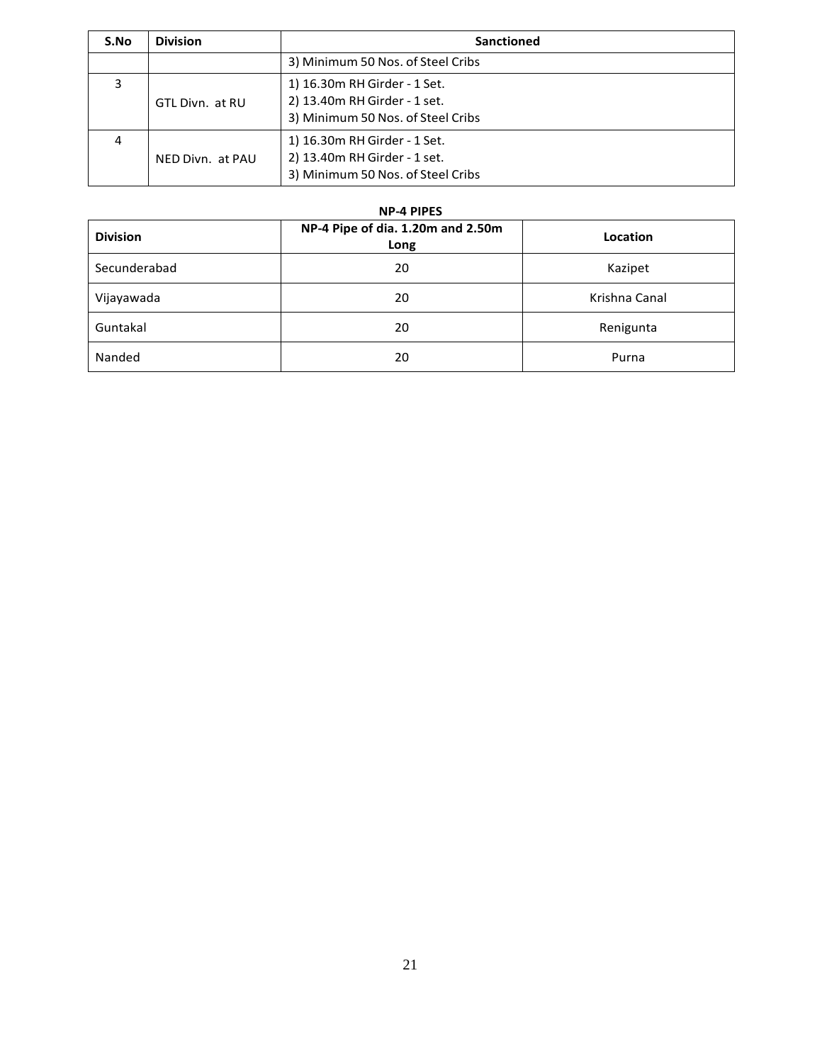| S.No | Division | Sanctioned |
|---|---|---|
| | | 3) Minimum 50 Nos. of Steel Cribs |
| 3 | GTL Divn. at RU | 1) 16.30m RH Girder - 1 Set.<br>2) 13.40m RH Girder - 1 set.<br>3) Minimum 50 Nos. of Steel Cribs |
| 4 | NED Divn. at PAU | 1) 16.30m RH Girder - 1 Set.<br>2) 13.40m RH Girder - 1 set.<br>3) Minimum 50 Nos. of Steel Cribs |

**NP-4 PIPES**

| Division | NP-4 Pipe of dia. 1.20m and 2.50m Long | Location |
|---|---|---|
| Secunderabad | 20 | Kazipet |
| Vijayawada | 20 | Krishna Canal |
| Guntakal | 20 | Renigunta |
| Nanded | 20 | Purna |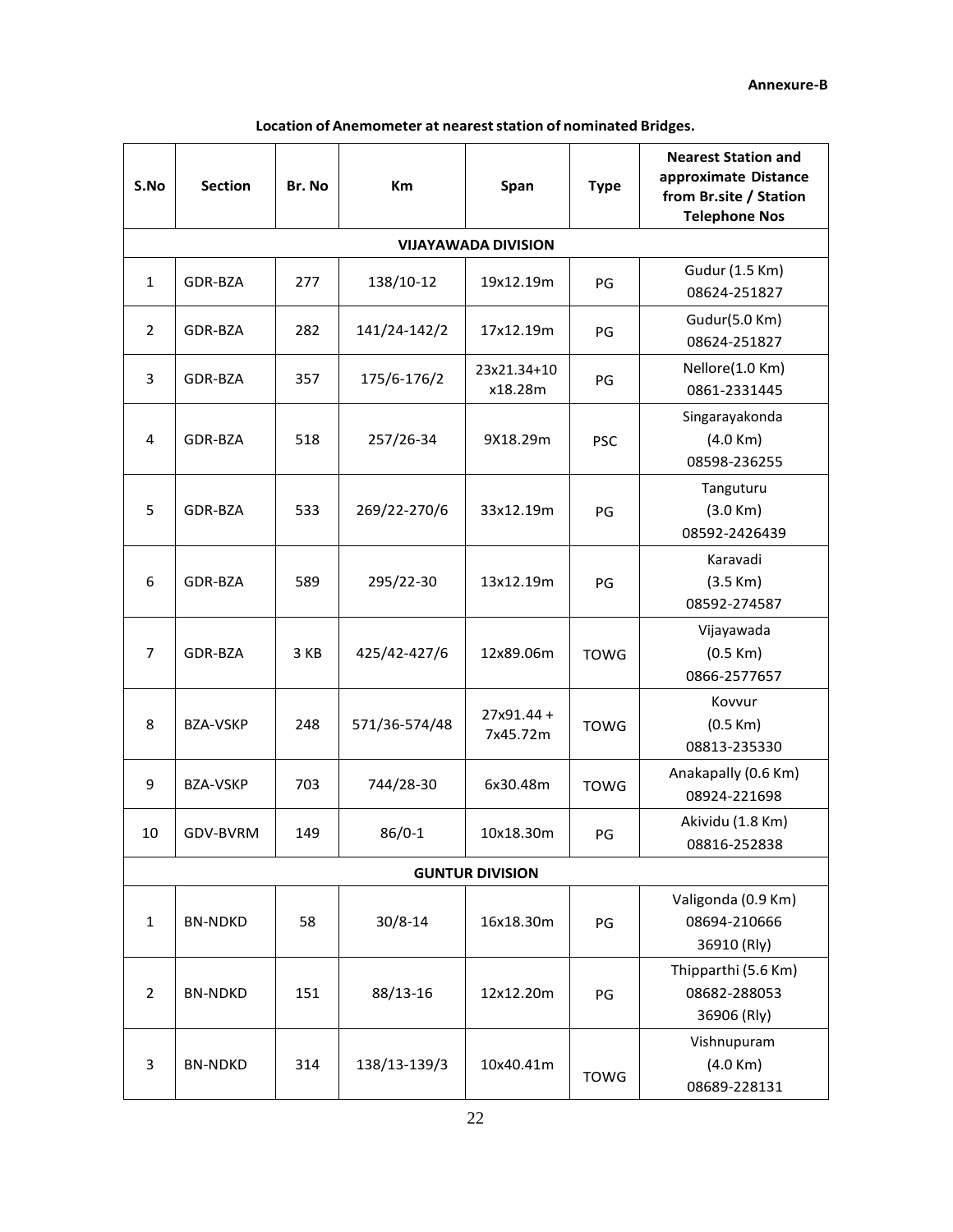**Annexure-B**

**Location of Anemometer at nearest station of nominated Bridges.**

| S.No | Section | Br. No | Km | Span | Type | Nearest Station and approximate Distance from Br.site / Station Telephone Nos |
|---|---|---|---|---|---|---|
| **VIJAYAWADA DIVISION** | | | | | | |
| 1 | GDR-BZA | 277 | 138/10-12 | 19x12.19m | PG | Gudur (1.5 Km) 08624-251827 |
| 2 | GDR-BZA | 282 | 141/24-142/2 | 17x12.19m | PG | Gudur(5.0 Km) 08624-251827 |
| 3 | GDR-BZA | 357 | 175/6-176/2 | 23x21.34+10 x18.28m | PG | Nellore(1.0 Km) 0861-2331445 |
| 4 | GDR-BZA | 518 | 257/26-34 | 9X18.29m | PSC | Singarayakonda (4.0 Km) 08598-236255 |
| 5 | GDR-BZA | 533 | 269/22-270/6 | 33x12.19m | PG | Tanguturu (3.0 Km) 08592-2426439 |
| 6 | GDR-BZA | 589 | 295/22-30 | 13x12.19m | PG | Karavadi (3.5 Km) 08592-274587 |
| 7 | GDR-BZA | 3 KB | 425/42-427/6 | 12x89.06m | TOWG | Vijayawada (0.5 Km) 0866-2577657 |
| 8 | BZA-VSKP | 248 | 571/36-574/48 | 27x91.44 + 7x45.72m | TOWG | Kovvur (0.5 Km) 08813-235330 |
| 9 | BZA-VSKP | 703 | 744/28-30 | 6x30.48m | TOWG | Anakapally (0.6 Km) 08924-221698 |
| 10 | GDV-BVRM | 149 | 86/0-1 | 10x18.30m | PG | Akividu (1.8 Km) 08816-252838 |
| **GUNTUR DIVISION** | | | | | | |
| 1 | BN-NDKD | 58 | 30/8-14 | 16x18.30m | PG | Valigonda (0.9 Km) 08694-210666 36910 (Rly) |
| 2 | BN-NDKD | 151 | 88/13-16 | 12x12.20m | PG | Thipparthi (5.6 Km) 08682-288053 36906 (Rly) |
| 3 | BN-NDKD | 314 | 138/13-139/3 | 10x40.41m | TOWG | Vishnupuram (4.0 Km) 08689-228131 |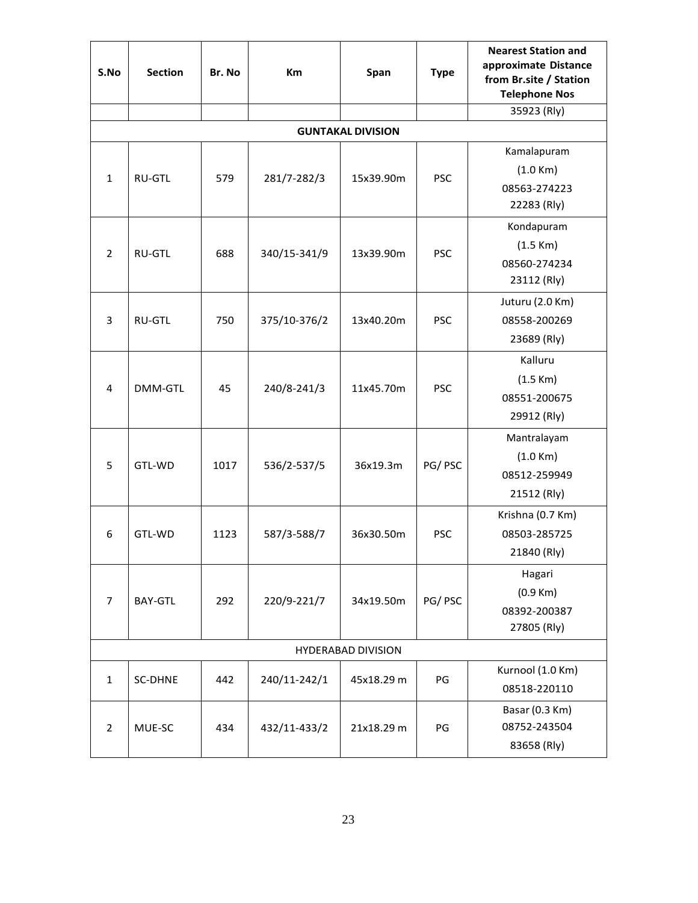| S.No | Section | Br. No | Km | Span | Type | Nearest Station and approximate Distance from Br.site / Station Telephone Nos |
|---|---|---|---|---|---|---|
| | | | | | | 35923 (Rly) |
| **GUNTAKAL DIVISION** | | | | | | |
| 1 | RU-GTL | 579 | 281/7-282/3 | 15x39.90m | PSC | Kamalapuram (1.0 Km) 08563-274223 22283 (Rly) |
| 2 | RU-GTL | 688 | 340/15-341/9 | 13x39.90m | PSC | Kondapuram (1.5 Km) 08560-274234 23112 (Rly) |
| 3 | RU-GTL | 750 | 375/10-376/2 | 13x40.20m | PSC | Juturu (2.0 Km) 08558-200269 23689 (Rly) |
| 4 | DMM-GTL | 45 | 240/8-241/3 | 11x45.70m | PSC | Kalluru (1.5 Km) 08551-200675 29912 (Rly) |
| 5 | GTL-WD | 1017 | 536/2-537/5 | 36x19.3m | PG/ PSC | Mantralayam (1.0 Km) 08512-259949 21512 (Rly) |
| 6 | GTL-WD | 1123 | 587/3-588/7 | 36x30.50m | PSC | Krishna (0.7 Km) 08503-285725 21840 (Rly) |
| 7 | BAY-GTL | 292 | 220/9-221/7 | 34x19.50m | PG/ PSC | Hagari (0.9 Km) 08392-200387 27805 (Rly) |
| HYDERABAD DIVISION | | | | | | |
| 1 | SC-DHNE | 442 | 240/11-242/1 | 45x18.29 m | PG | Kurnool (1.0 Km) 08518-220110 |
| 2 | MUE-SC | 434 | 432/11-433/2 | 21x18.29 m | PG | Basar (0.3 Km) 08752-243504 83658 (Rly) |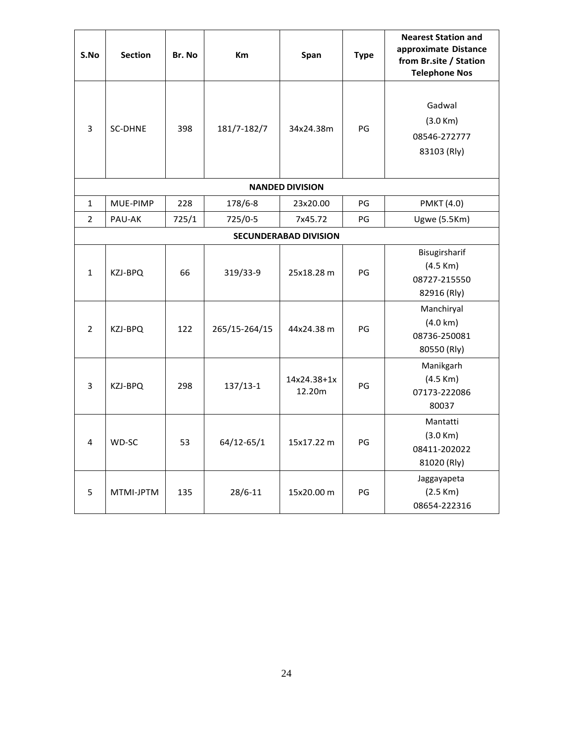| S.No | Section | Br. No | Km | Span | Type | Nearest Station and approximate Distance from Br.site / Station Telephone Nos |
|---|---|---|---|---|---|---|
| 3 | SC-DHNE | 398 | 181/7-182/7 | 34x24.38m | PG | Gadwal (3.0 Km) 08546-272777 83103 (Rly) |
| **NANDED DIVISION** | | | | | | |
| 1 | MUE-PIMP | 228 | 178/6-8 | 23x20.00 | PG | PMKT (4.0) |
| 2 | PAU-AK | 725/1 | 725/0-5 | 7x45.72 | PG | Ugwe (5.5Km) |
| **SECUNDERABAD DIVISION** | | | | | | |
| 1 | KZJ-BPQ | 66 | 319/33-9 | 25x18.28 m | PG | Bisugirsharif (4.5 Km) 08727-215550 82916 (Rly) |
| 2 | KZJ-BPQ | 122 | 265/15-264/15 | 44x24.38 m | PG | Manchiryal (4.0 km) 08736-250081 80550 (Rly) |
| 3 | KZJ-BPQ | 298 | 137/13-1 | 14x24.38+1x 12.20m | PG | Manikgarh (4.5 Km) 07173-222086 80037 |
| 4 | WD-SC | 53 | 64/12-65/1 | 15x17.22 m | PG | Mantatti (3.0 Km) 08411-202022 81020 (Rly) |
| 5 | MTMI-JPTM | 135 | 28/6-11 | 15x20.00 m | PG | Jaggayapeta (2.5 Km) 08654-222316 |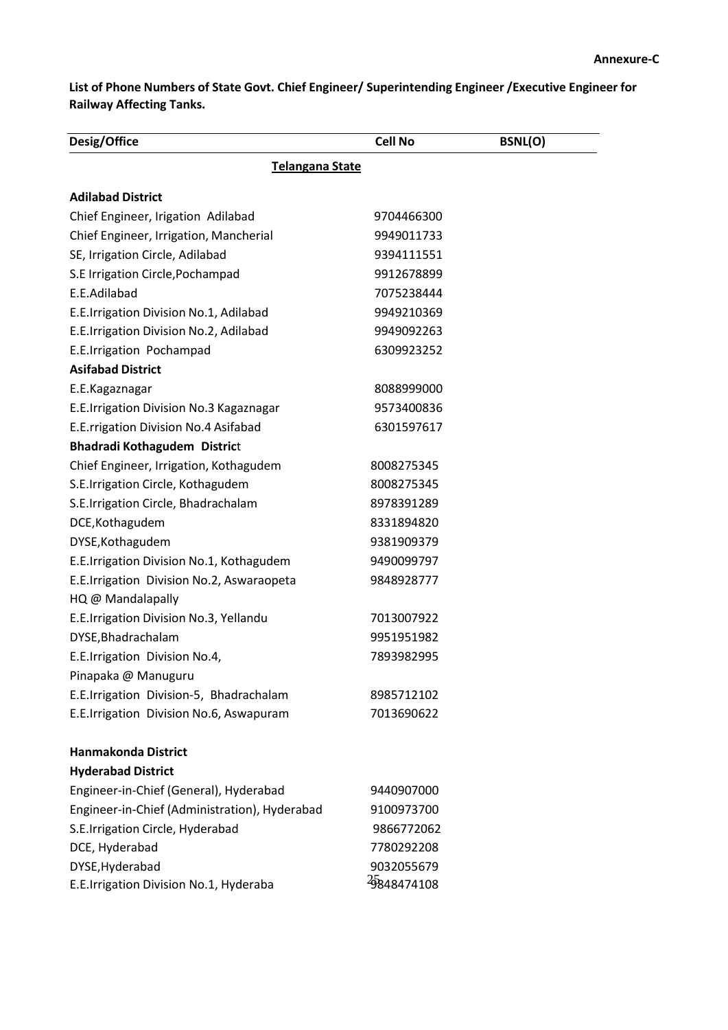**Annexure-C**

**List of Phone Numbers of State Govt. Chief Engineer/ Superintending Engineer /Executive Engineer for Railway Affecting Tanks.**

| Desig/Office | Cell No | BSNL(O) |
|---|---|---|
| **Telangana State** | | |
| **Adilabad District** | | |
| Chief Engineer, Irigation Adilabad | 9704466300 | |
| Chief Engineer, Irrigation, Mancherial | 9949011733 | |
| SE, Irrigation Circle, Adilabad | 9394111551 | |
| S.E Irrigation Circle,Pochampad | 9912678899 | |
| E.E.Adilabad | 7075238444 | |
| E.E.Irrigation Division No.1, Adilabad | 9949210369 | |
| E.E.Irrigation Division No.2, Adilabad | 9949092263 | |
| E.E.Irrigation Pochampad | 6309923252 | |
| **Asifabad District** | | |
| E.E.Kagaznagar | 8088999000 | |
| E.E.Irrigation Division No.3 Kagaznagar | 9573400836 | |
| E.E.rrigation Division No.4 Asifabad | 6301597617 | |
| **Bhadradi Kothagudem District** | | |
| Chief Engineer, Irrigation, Kothagudem | 8008275345 | |
| S.E.Irrigation Circle, Kothagudem | 8008275345 | |
| S.E.Irrigation Circle, Bhadrachalam | 8978391289 | |
| DCE,Kothagudem | 8331894820 | |
| DYSE,Kothagudem | 9381909379 | |
| E.E.Irrigation Division No.1, Kothagudem | 9490099797 | |
| E.E.Irrigation Division No.2, Aswaraopeta HQ @ Mandalapally | 9848928777 | |
| E.E.Irrigation Division No.3, Yellandu | 7013007922 | |
| DYSE,Bhadrachalam | 9951951982 | |
| E.E.Irrigation Division No.4, Pinapaka @ Manuguru | 7893982995 | |
| E.E.Irrigation Division-5, Bhadrachalam | 8985712102 | |
| E.E.Irrigation Division No.6, Aswapuram | 7013690622 | |
| **Hanmakonda District** | | |
| **Hyderabad District** | | |
| Engineer-in-Chief (General), Hyderabad | 9440907000 | |
| Engineer-in-Chief (Administration), Hyderabad | 9100973700 | |
| S.E.Irrigation Circle, Hyderabad | 9866772062 | |
| DCE, Hyderabad | 7780292208 | |
| DYSE,Hyderabad | 9032055679 | |
| E.E.Irrigation Division No.1, Hyderaba | 9848474108 | |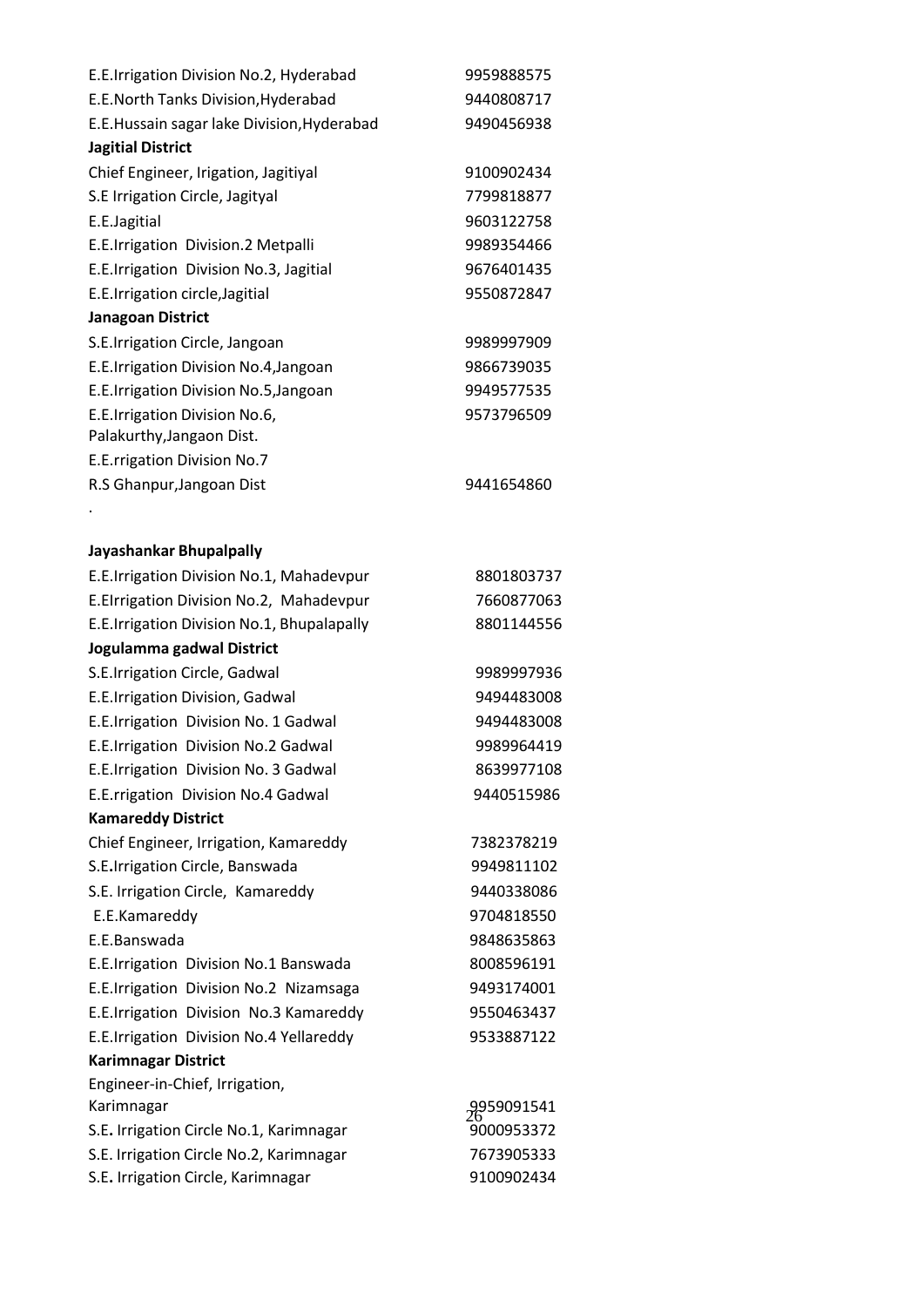| | |
|---|---|
| E.E.Irrigation Division No.2, Hyderabad | 9959888575 |
| E.E.North Tanks Division,Hyderabad | 9440808717 |
| E.E.Hussain sagar lake Division,Hyderabad | 9490456938 |
| **Jagitial District** | |
| Chief Engineer, Irigation, Jagitiyal | 9100902434 |
| S.E Irrigation Circle, Jagityal | 7799818877 |
| E.E.Jagitial | 9603122758 |
| E.E.Irrigation Division.2 Metpalli | 9989354466 |
| E.E.Irrigation Division No.3, Jagitial | 9676401435 |
| E.E.Irrigation circle,Jagitial | 9550872847 |
| **Janagoan District** | |
| S.E.Irrigation Circle, Jangoan | 9989997909 |
| E.E.Irrigation Division No.4,Jangoan | 9866739035 |
| E.E.Irrigation Division No.5,Jangoan | 9949577535 |
| E.E.Irrigation Division No.6, Palakurthy,Jangaon Dist. | 9573796509 |
| E.E.rrigation Division No.7 R.S Ghanpur,Jangoan Dist | 9441654860 |

.

| | |
|---|---|
| **Jayashankar Bhupalpally** | |
| E.E.Irrigation Division No.1, Mahadevpur | 8801803737 |
| E.EIrrigation Division No.2, Mahadevpur | 7660877063 |
| E.E.Irrigation Division No.1, Bhupalapally | 8801144556 |
| **Jogulamma gadwal District** | |
| S.E.Irrigation Circle, Gadwal | 9989997936 |
| E.E.Irrigation Division, Gadwal | 9494483008 |
| E.E.Irrigation Division No. 1 Gadwal | 9494483008 |
| E.E.Irrigation Division No.2 Gadwal | 9989964419 |
| E.E.Irrigation Division No. 3 Gadwal | 8639977108 |
| E.E.rrigation Division No.4 Gadwal | 9440515986 |
| **Kamareddy District** | |
| Chief Engineer, Irrigation, Kamareddy | 7382378219 |
| S.E.Irrigation Circle, Banswada | 9949811102 |
| S.E. Irrigation Circle, Kamareddy | 9440338086 |
| E.E.Kamareddy | 9704818550 |
| E.E.Banswada | 9848635863 |
| E.E.Irrigation Division No.1 Banswada | 8008596191 |
| E.E.Irrigation Division No.2 Nizamsaga | 9493174001 |
| E.E.Irrigation Division No.3 Kamareddy | 9550463437 |
| E.E.Irrigation Division No.4 Yellareddy | 9533887122 |
| **Karimnagar District** | |
| Engineer-in-Chief, Irrigation, Karimnagar | 9959091541 |
| S.E. Irrigation Circle No.1, Karimnagar | 9000953372 |
| S.E. Irrigation Circle No.2, Karimnagar | 7673905333 |
| S.E. Irrigation Circle, Karimnagar | 9100902434 |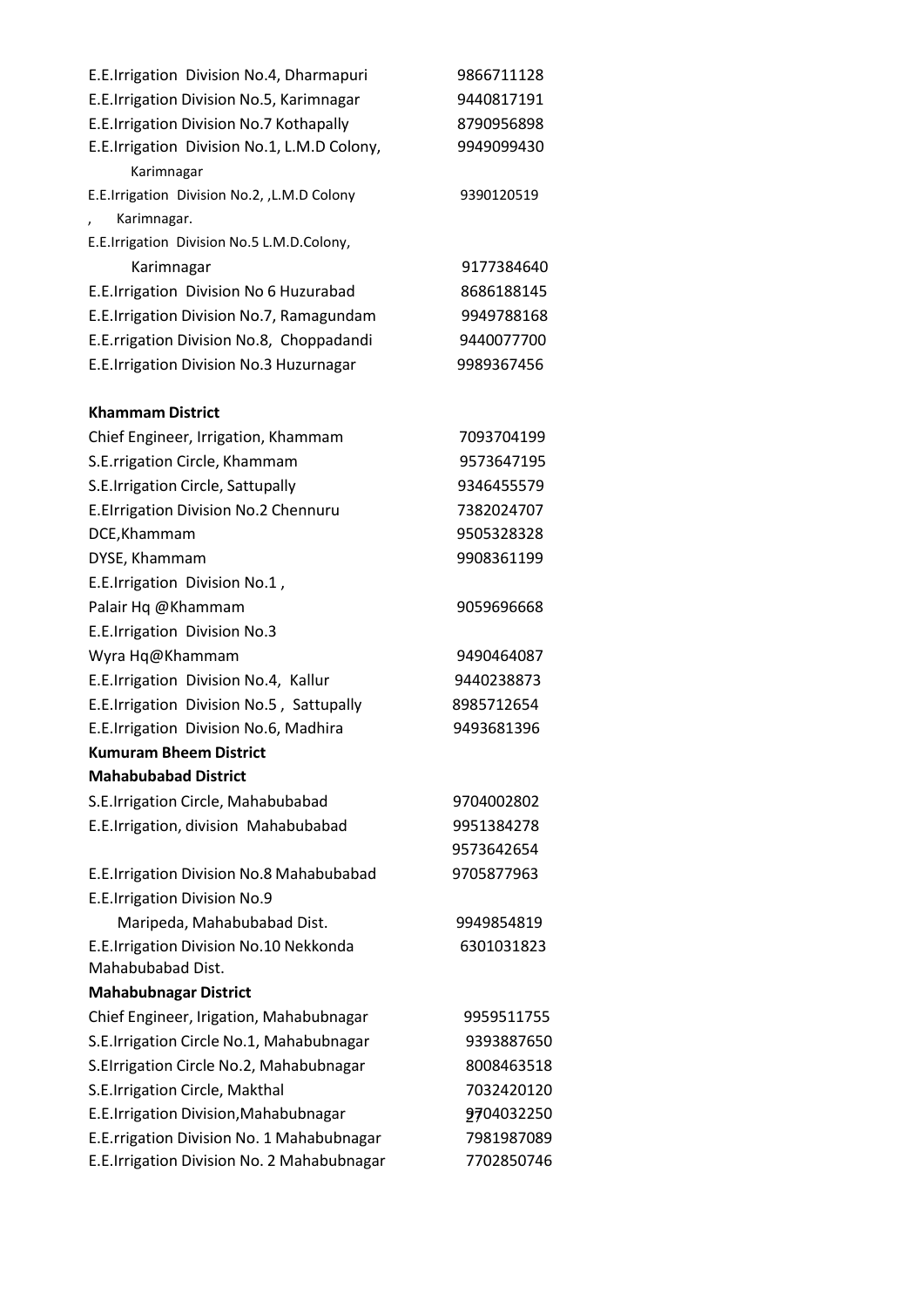| | |
|---|---|
| E.E.Irrigation Division No.4, Dharmapuri | 9866711128 |
| E.E.Irrigation Division No.5, Karimnagar | 9440817191 |
| E.E.Irrigation Division No.7 Kothapally | 8790956898 |
| E.E.Irrigation Division No.1, L.M.D Colony, Karimnagar | 9949099430 |
| E.E.Irrigation Division No.2, ,L.M.D Colony , Karimnagar. | 9390120519 |
| E.E.Irrigation Division No.5 L.M.D.Colony, Karimnagar | 9177384640 |
| E.E.Irrigation Division No 6 Huzurabad | 8686188145 |
| E.E.Irrigation Division No.7, Ramagundam | 9949788168 |
| E.E.rrigation Division No.8, Choppadandi | 9440077700 |
| E.E.Irrigation Division No.3 Huzurnagar | 9989367456 |

**Khammam District**

| | |
|---|---|
| Chief Engineer, Irrigation, Khammam | 7093704199 |
| S.E.rrigation Circle, Khammam | 9573647195 |
| S.E.Irrigation Circle, Sattupally | 9346455579 |
| E.EIrrigation Division No.2 Chennuru | 7382024707 |
| DCE,Khammam | 9505328328 |
| DYSE, Khammam | 9908361199 |
| E.E.Irrigation Division No.1, Palair Hq @Khammam | 9059696668 |
| E.E.Irrigation Division No.3 Wyra Hq@Khammam | 9490464087 |
| E.E.Irrigation Division No.4, Kallur | 9440238873 |
| E.E.Irrigation Division No.5 , Sattupally | 8985712654 |
| E.E.Irrigation Division No.6, Madhira | 9493681396 |

**Kumuram Bheem District**

**Mahabubabad District**

| | |
|---|---|
| S.E.Irrigation Circle, Mahabubabad | 9704002802 |
| E.E.Irrigation, division Mahabubabad | 9951384278<br>9573642654 |
| E.E.Irrigation Division No.8 Mahabubabad | 9705877963 |
| E.E.Irrigation Division No.9 Maripeda, Mahabubabad Dist. | 9949854819 |
| E.E.Irrigation Division No.10 Nekkonda Mahabubabad Dist. | 6301031823 |

**Mahabubnagar District**

| | |
|---|---|
| Chief Engineer, Irigation, Mahabubnagar | 9959511755 |
| S.E.Irrigation Circle No.1, Mahabubnagar | 9393887650 |
| S.EIrrigation Circle No.2, Mahabubnagar | 8008463518 |
| S.E.Irrigation Circle, Makthal | 7032420120 |
| E.E.Irrigation Division,Mahabubnagar | 9704032250 |
| E.E.rrigation Division No. 1 Mahabubnagar | 7981987089 |
| E.E.Irrigation Division No. 2 Mahabubnagar | 7702850746 |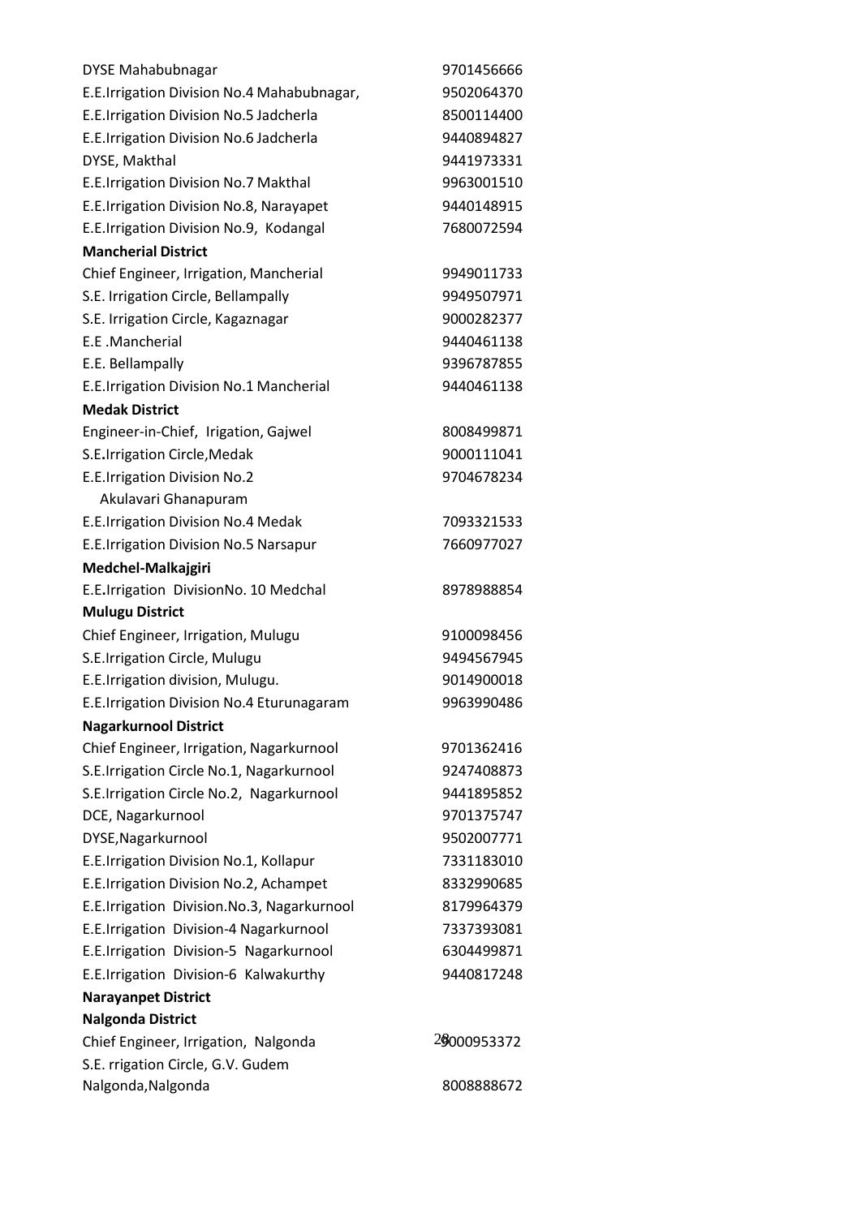| | |
|---|---|
| DYSE Mahabubnagar | 9701456666 |
| E.E.Irrigation Division No.4 Mahabubnagar, | 9502064370 |
| E.E.Irrigation Division No.5 Jadcherla | 8500114400 |
| E.E.Irrigation Division No.6 Jadcherla | 9440894827 |
| DYSE, Makthal | 9441973331 |
| E.E.Irrigation Division No.7 Makthal | 9963001510 |
| E.E.Irrigation Division No.8, Narayapet | 9440148915 |
| E.E.Irrigation Division No.9, Kodangal | 7680072594 |
| **Mancherial District** | |
| Chief Engineer, Irrigation, Mancherial | 9949011733 |
| S.E. Irrigation Circle, Bellampally | 9949507971 |
| S.E. Irrigation Circle, Kagaznagar | 9000282377 |
| E.E .Mancherial | 9440461138 |
| E.E. Bellampally | 9396787855 |
| E.E.Irrigation Division No.1 Mancherial | 9440461138 |
| **Medak District** | |
| Engineer-in-Chief, Irigation, Gajwel | 8008499871 |
| S.E.Irrigation Circle,Medak | 9000111041 |
| E.E.Irrigation Division No.2 Akulavari Ghanapuram | 9704678234 |
| E.E.Irrigation Division No.4 Medak | 7093321533 |
| E.E.Irrigation Division No.5 Narsapur | 7660977027 |
| **Medchel-Malkajgiri** | |
| E.E.Irrigation DivisionNo. 10 Medchal | 8978988854 |
| **Mulugu District** | |
| Chief Engineer, Irrigation, Mulugu | 9100098456 |
| S.E.Irrigation Circle, Mulugu | 9494567945 |
| E.E.Irrigation division, Mulugu. | 9014900018 |
| E.E.Irrigation Division No.4 Eturunagaram | 9963990486 |
| **Nagarkurnool District** | |
| Chief Engineer, Irrigation, Nagarkurnool | 9701362416 |
| S.E.Irrigation Circle No.1, Nagarkurnool | 9247408873 |
| S.E.Irrigation Circle No.2, Nagarkurnool | 9441895852 |
| DCE, Nagarkurnool | 9701375747 |
| DYSE,Nagarkurnool | 9502007771 |
| E.E.Irrigation Division No.1, Kollapur | 7331183010 |
| E.E.Irrigation Division No.2, Achampet | 8332990685 |
| E.E.Irrigation Division.No.3, Nagarkurnool | 8179964379 |
| E.E.Irrigation Division-4 Nagarkurnool | 7337393081 |
| E.E.Irrigation Division-5 Nagarkurnool | 6304499871 |
| E.E.Irrigation Division-6 Kalwakurthy | 9440817248 |
| **Narayanpet District** | |
| **Nalgonda District** | |
| Chief Engineer, Irrigation, Nalgonda | 9000953372 |
| S.E. rrigation Circle, G.V. Gudem Nalgonda,Nalgonda | 8008888672 |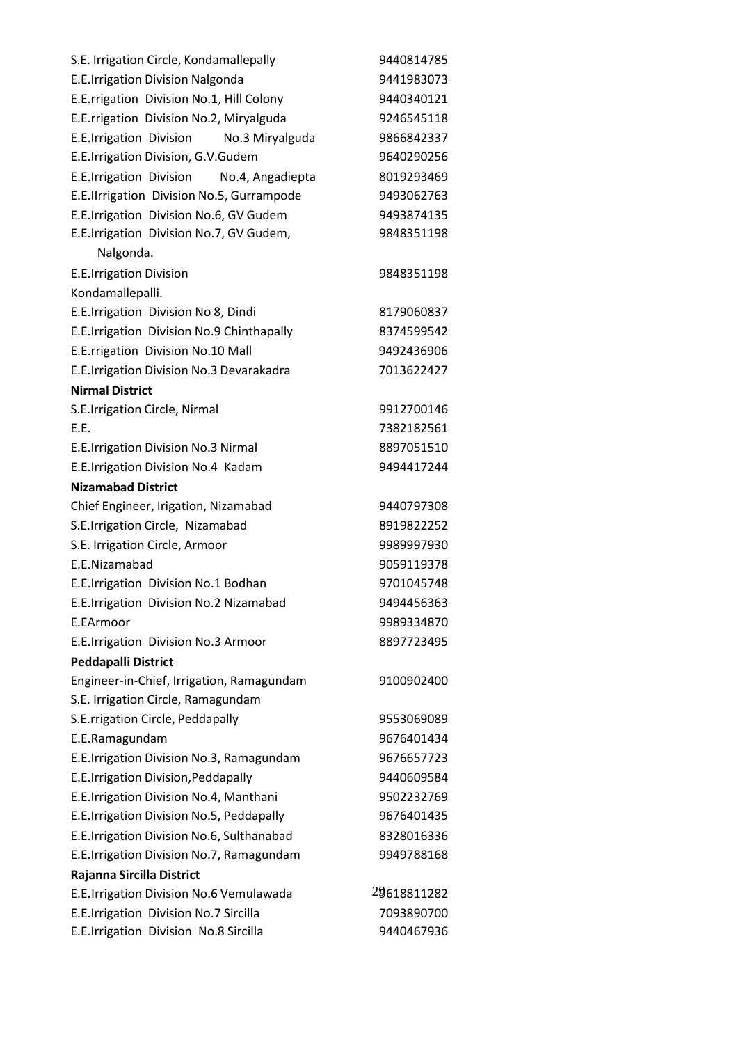| | |
|---|---|
| S.E. Irrigation Circle, Kondamallepally | 9440814785 |
| E.E.Irrigation Division Nalgonda | 9441983073 |
| E.E.rrigation Division No.1, Hill Colony | 9440340121 |
| E.E.rrigation Division No.2, Miryalguda | 9246545118 |
| E.E.Irrigation Division No.3 Miryalguda | 9866842337 |
| E.E.Irrigation Division, G.V.Gudem | 9640290256 |
| E.E.Irrigation Division No.4, Angadiepta | 8019293469 |
| E.E.IIrrigation Division No.5, Gurrampode | 9493062763 |
| E.E.Irrigation Division No.6, GV Gudem | 9493874135 |
| E.E.Irrigation Division No.7, GV Gudem, Nalgonda. | 9848351198 |
| E.E.Irrigation Division Kondamallepalli. | 9848351198 |
| E.E.Irrigation Division No 8, Dindi | 8179060837 |
| E.E.Irrigation Division No.9 Chinthapally | 8374599542 |
| E.E.rrigation Division No.10 Mall | 9492436906 |
| E.E.Irrigation Division No.3 Devarakadra | 7013622427 |

**Nirmal District**

| | |
|---|---|
| S.E.Irrigation Circle, Nirmal | 9912700146 |
| E.E. | 7382182561 |
| E.E.Irrigation Division No.3 Nirmal | 8897051510 |
| E.E.Irrigation Division No.4 Kadam | 9494417244 |

**Nizamabad District**

| | |
|---|---|
| Chief Engineer, Irigation, Nizamabad | 9440797308 |
| S.E.Irrigation Circle, Nizamabad | 8919822252 |
| S.E. Irrigation Circle, Armoor | 9989997930 |
| E.E.Nizamabad | 9059119378 |
| E.E.Irrigation Division No.1 Bodhan | 9701045748 |
| E.E.Irrigation Division No.2 Nizamabad | 9494456363 |
| E.EArmoor | 9989334870 |
| E.E.Irrigation Division No.3 Armoor | 8897723495 |

**Peddapalli District**

| | |
|---|---|
| Engineer-in-Chief, Irrigation, Ramagundam | 9100902400 |
| S.E. Irrigation Circle, Ramagundam | |
| S.E.rrigation Circle, Peddapally | 9553069089 |
| E.E.Ramagundam | 9676401434 |
| E.E.Irrigation Division No.3, Ramagundam | 9676657723 |
| E.E.Irrigation Division,Peddapally | 9440609584 |
| E.E.Irrigation Division No.4, Manthani | 9502232769 |
| E.E.Irrigation Division No.5, Peddapally | 9676401435 |
| E.E.Irrigation Division No.6, Sulthanabad | 8328016336 |
| E.E.Irrigation Division No.7, Ramagundam | 9949788168 |

**Rajanna Sircilla District**

| | |
|---|---|
| E.E.Irrigation Division No.6 Vemulawada | 9618811282 |
| E.E.Irrigation Division No.7 Sircilla | 7093890700 |
| E.E.Irrigation Division No.8 Sircilla | 9440467936 |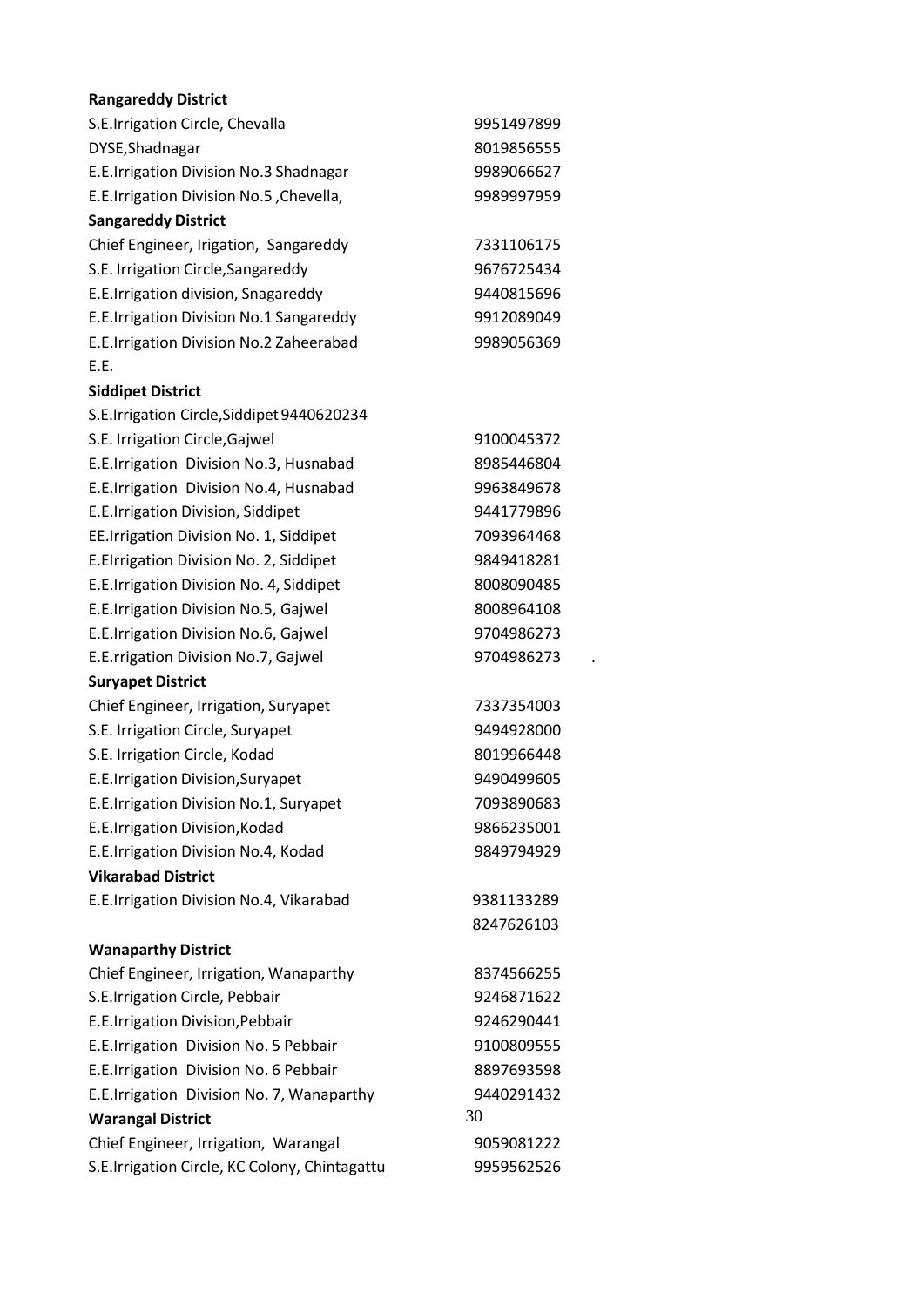**Rangareddy District**

S.E.Irrigation Circle, Chevalla 9951497899

DYSE,Shadnagar 8019856555

E.E.Irrigation Division No.3 Shadnagar 9989066627

E.E.Irrigation Division No.5 ,Chevella, 9989997959

**Sangareddy District**

Chief Engineer, Irigation, Sangareddy 7331106175

S.E. Irrigation Circle,Sangareddy 9676725434

E.E.Irrigation division, Snagareddy 9440815696

E.E.Irrigation Division No.1 Sangareddy 9912089049

E.E.Irrigation Division No.2 Zaheerabad 9989056369

E.E.

**Siddipet District**

S.E.Irrigation Circle,Siddipet 9440620234

S.E. Irrigation Circle,Gajwel 9100045372

E.E.Irrigation Division No.3, Husnabad 8985446804

E.E.Irrigation Division No.4, Husnabad 9963849678

E.E.Irrigation Division, Siddipet 9441779896

EE.Irrigation Division No. 1, Siddipet 7093964468

E.EIrrigation Division No. 2, Siddipet 9849418281

E.E.Irrigation Division No. 4, Siddipet 8008090485

E.E.Irrigation Division No.5, Gajwel 8008964108

E.E.Irrigation Division No.6, Gajwel 9704986273

E.E.rrigation Division No.7, Gajwel 9704986273 .

**Suryapet District**

Chief Engineer, Irrigation, Suryapet 7337354003

S.E. Irrigation Circle, Suryapet 9494928000

S.E. Irrigation Circle, Kodad 8019966448

E.E.Irrigation Division,Suryapet 9490499605

E.E.Irrigation Division No.1, Suryapet 7093890683

E.E.Irrigation Division,Kodad 9866235001

E.E.Irrigation Division No.4, Kodad 9849794929

**Vikarabad District**

E.E.Irrigation Division No.4, Vikarabad 9381133289
8247626103

**Wanaparthy District**

Chief Engineer, Irrigation, Wanaparthy 8374566255

S.E.Irrigation Circle, Pebbair 9246871622

E.E.Irrigation Division,Pebbair 9246290441

E.E.Irrigation Division No. 5 Pebbair 9100809555

E.E.Irrigation Division No. 6 Pebbair 8897693598

E.E.Irrigation Division No. 7, Wanaparthy 9440291432

**Warangal District**

Chief Engineer, Irrigation, Warangal 9059081222

S.E.Irrigation Circle, KC Colony, Chintagattu 9959562526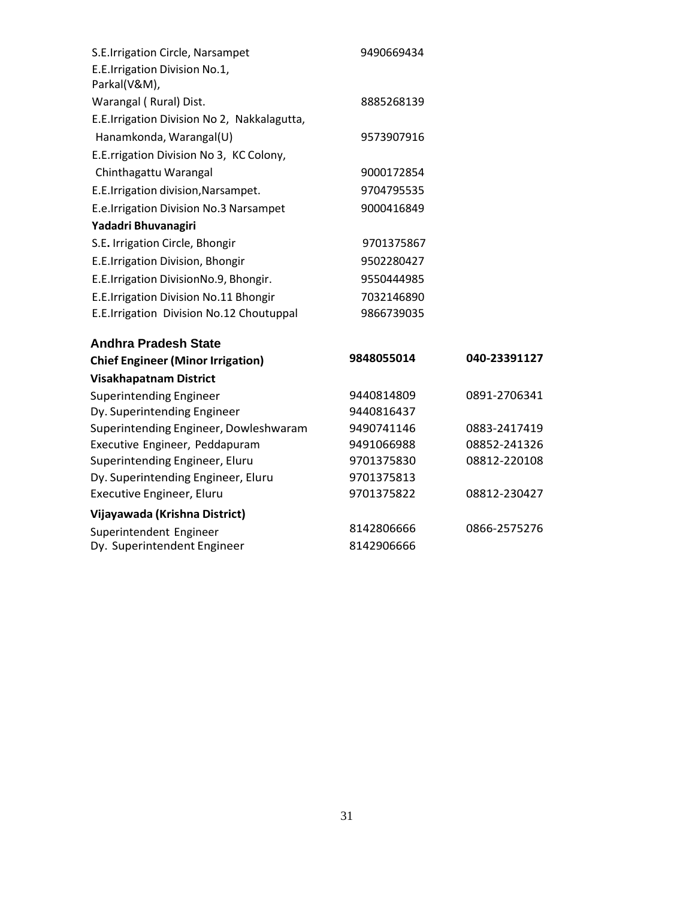| | | |
|---|---|---|
| S.E.Irrigation Circle, Narsampet | 9490669434 | |
| E.E.Irrigation Division No.1, Parkal(V&M), Warangal ( Rural) Dist. | 8885268139 | |
| E.E.Irrigation Division No 2, Nakkalagutta, Hanamkonda, Warangal(U) | 9573907916 | |
| E.E.rrigation Division No 3, KC Colony, Chinthagattu Warangal | 9000172854 | |
| E.E.Irrigation division,Narsampet. | 9704795535 | |
| E.e.Irrigation Division No.3 Narsampet | 9000416849 | |
| **Yadadri Bhuvanagiri** | | |
| S.E**.** Irrigation Circle, Bhongir | 9701375867 | |
| E.E.Irrigation Division, Bhongir | 9502280427 | |
| E.E.Irrigation DivisionNo.9, Bhongir. | 9550444985 | |
| E.E.Irrigation Division No.11 Bhongir | 7032146890 | |
| E.E.Irrigation Division No.12 Choutuppal | 9866739035 | |

### Andhra Pradesh State

| | | |
|---|---|---|
| **Chief Engineer (Minor Irrigation)** | **9848055014** | **040-23391127** |
| **Visakhapatnam District** | | |
| Superintending Engineer | 9440814809 | 0891-2706341 |
| Dy. Superintending Engineer | 9440816437 | |
| Superintending Engineer, Dowleshwaram | 9490741146 | 0883-2417419 |
| Executive Engineer, Peddapuram | 9491066988 | 08852-241326 |
| Superintending Engineer, Eluru | 9701375830 | 08812-220108 |
| Dy. Superintending Engineer, Eluru | 9701375813 | |
| Executive Engineer, Eluru | 9701375822 | 08812-230427 |
| **Vijayawada (Krishna District)** | | |
| Superintendent Engineer | 8142806666 | 0866-2575276 |
| Dy. Superintendent Engineer | 8142906666 | |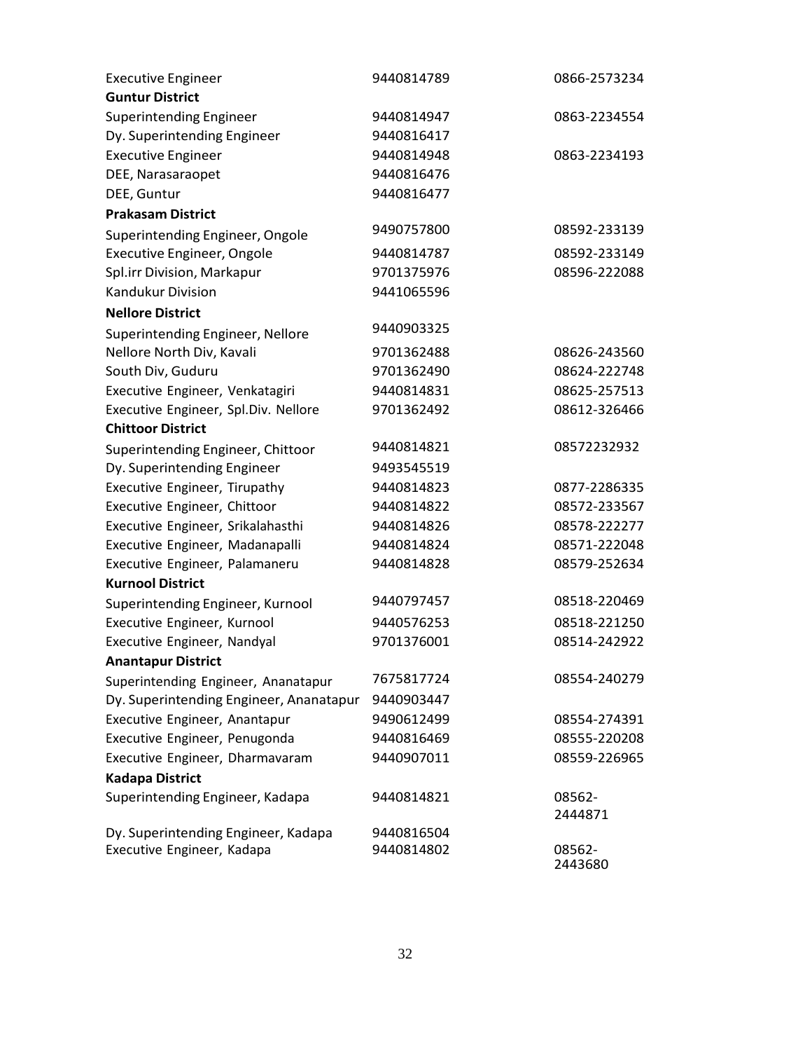| | | |
|---|---|---|
| Executive Engineer | 9440814789 | 0866-2573234 |
| **Guntur District** | | |
| Superintending Engineer | 9440814947 | 0863-2234554 |
| Dy. Superintending Engineer | 9440816417 | |
| Executive Engineer | 9440814948 | 0863-2234193 |
| DEE, Narasaraopet | 9440816476 | |
| DEE, Guntur | 9440816477 | |
| **Prakasam District** | | |
| Superintending Engineer, Ongole | 9490757800 | 08592-233139 |
| Executive Engineer, Ongole | 9440814787 | 08592-233149 |
| Spl.irr Division, Markapur | 9701375976 | 08596-222088 |
| Kandukur Division | 9441065596 | |
| **Nellore District** | | |
| Superintending Engineer, Nellore | 9440903325 | |
| Nellore North Div, Kavali | 9701362488 | 08626-243560 |
| South Div, Guduru | 9701362490 | 08624-222748 |
| Executive Engineer, Venkatagiri | 9440814831 | 08625-257513 |
| Executive Engineer, Spl.Div. Nellore | 9701362492 | 08612-326466 |
| **Chittoor District** | | |
| Superintending Engineer, Chittoor | 9440814821 | 08572232932 |
| Dy. Superintending Engineer | 9493545519 | |
| Executive Engineer, Tirupathy | 9440814823 | 0877-2286335 |
| Executive Engineer, Chittoor | 9440814822 | 08572-233567 |
| Executive Engineer, Srikalahasthi | 9440814826 | 08578-222277 |
| Executive Engineer, Madanapalli | 9440814824 | 08571-222048 |
| Executive Engineer, Palamaneru | 9440814828 | 08579-252634 |
| **Kurnool District** | | |
| Superintending Engineer, Kurnool | 9440797457 | 08518-220469 |
| Executive Engineer, Kurnool | 9440576253 | 08518-221250 |
| Executive Engineer, Nandyal | 9701376001 | 08514-242922 |
| **Anantapur District** | | |
| Superintending Engineer, Ananatapur | 7675817724 | 08554-240279 |
| Dy. Superintending Engineer, Ananatapur | 9440903447 | |
| Executive Engineer, Anantapur | 9490612499 | 08554-274391 |
| Executive Engineer, Penugonda | 9440816469 | 08555-220208 |
| Executive Engineer, Dharmavaram | 9440907011 | 08559-226965 |
| **Kadapa District** | | |
| Superintending Engineer, Kadapa | 9440814821 | 08562-2444871 |
| Dy. Superintending Engineer, Kadapa | 9440816504 | |
| Executive Engineer, Kadapa | 9440814802 | 08562-2443680 |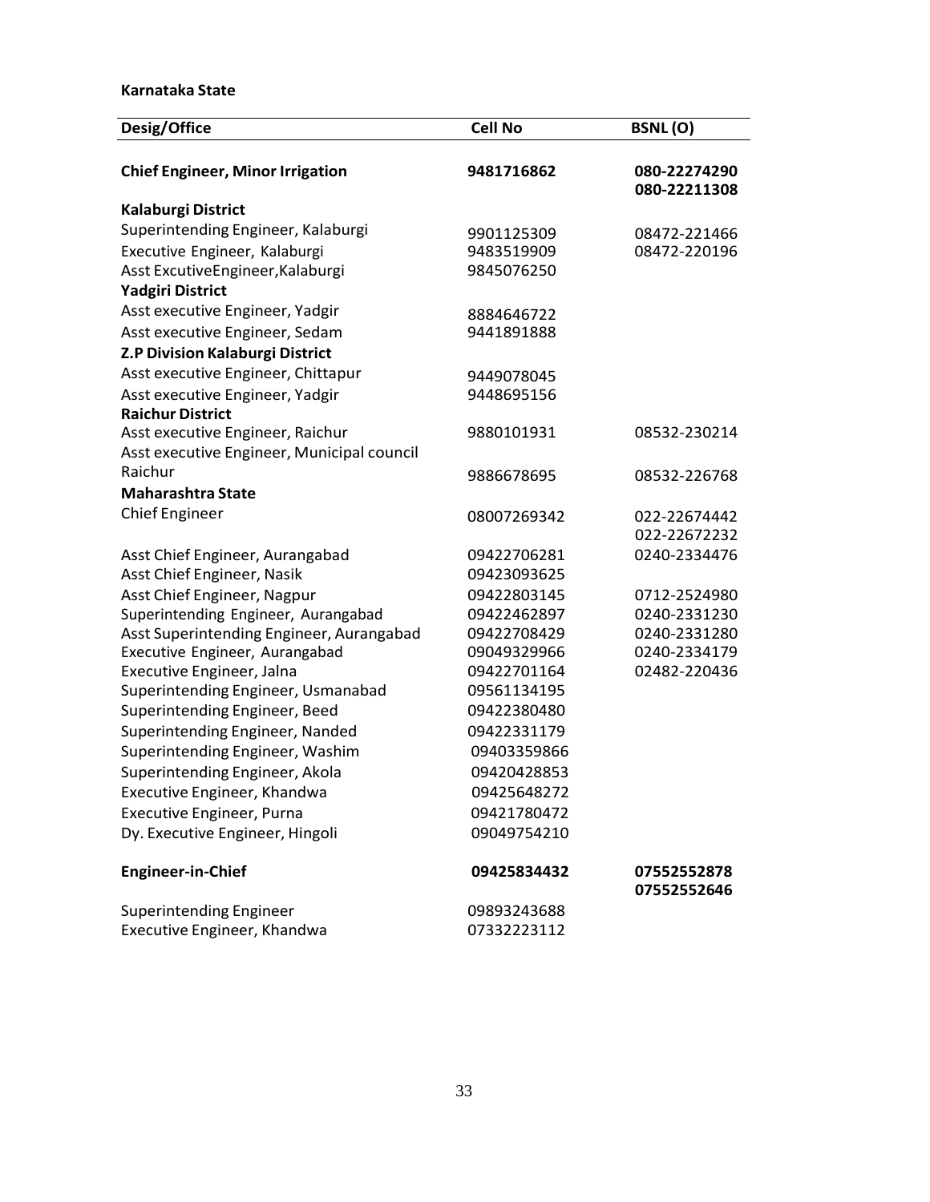**Karnataka State**

| Desig/Office | Cell No | BSNL (O) |
|---|---|---|
| **Chief Engineer, Minor Irrigation** | **9481716862** | **080-22274290**<br>**080-22211308** |
| **Kalaburgi District** | | |
| Superintending Engineer, Kalaburgi | 9901125309 | 08472-221466 |
| Executive Engineer, Kalaburgi | 9483519909 | 08472-220196 |
| Asst ExcutiveEngineer,Kalaburgi | 9845076250 | |
| **Yadgiri District** | | |
| Asst executive Engineer, Yadgir | 8884646722 | |
| Asst executive Engineer, Sedam | 9441891888 | |
| **Z.P Division Kalaburgi District** | | |
| Asst executive Engineer, Chittapur | 9449078045 | |
| Asst executive Engineer, Yadgir | 9448695156 | |
| **Raichur District** | | |
| Asst executive Engineer, Raichur | 9880101931 | 08532-230214 |
| Asst executive Engineer, Municipal council Raichur | 9886678695 | 08532-226768 |
| **Maharashtra State** | | |
| Chief Engineer | 08007269342 | 022-22674442<br>022-22672232 |
| Asst Chief Engineer, Aurangabad | 09422706281 | 0240-2334476 |
| Asst Chief Engineer, Nasik | 09423093625 | |
| Asst Chief Engineer, Nagpur | 09422803145 | 0712-2524980 |
| Superintending Engineer, Aurangabad | 09422462897 | 0240-2331230 |
| Asst Superintending Engineer, Aurangabad | 09422708429 | 0240-2331280 |
| Executive Engineer, Aurangabad | 09049329966 | 0240-2334179 |
| Executive Engineer, Jalna | 09422701164 | 02482-220436 |
| Superintending Engineer, Usmanabad | 09561134195 | |
| Superintending Engineer, Beed | 09422380480 | |
| Superintending Engineer, Nanded | 09422331179 | |
| Superintending Engineer, Washim | 09403359866 | |
| Superintending Engineer, Akola | 09420428853 | |
| Executive Engineer, Khandwa | 09425648272 | |
| Executive Engineer, Purna | 09421780472 | |
| Dy. Executive Engineer, Hingoli | 09049754210 | |
| **Engineer-in-Chief** | **09425834432** | **07552552878**<br>**07552552646** |
| Superintending Engineer | 09893243688 | |
| Executive Engineer, Khandwa | 07332223112 | |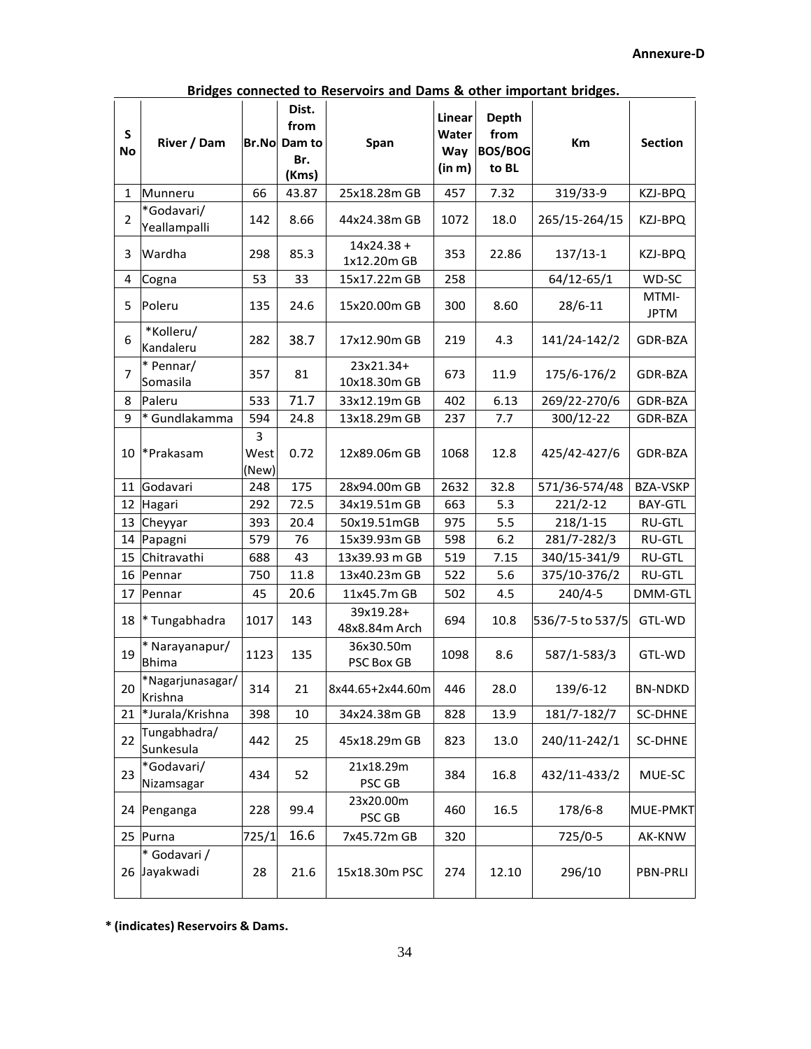**Annexure-D**

**Bridges connected to Reservoirs and Dams & other important bridges.**

| S No | River / Dam | Br.No | Dist. from Dam to Br. (Kms) | Span | Linear Water Way (in m) | Depth from BOS/BOG to BL | Km | Section |
|---|---|---|---|---|---|---|---|---|
| 1 | Munneru | 66 | 43.87 | 25x18.28m GB | 457 | 7.32 | 319/33-9 | KZJ-BPQ |
| 2 | *Godavari/ Yeallampalli | 142 | 8.66 | 44x24.38m GB | 1072 | 18.0 | 265/15-264/15 | KZJ-BPQ |
| 3 | Wardha | 298 | 85.3 | 14x24.38 + 1x12.20m GB | 353 | 22.86 | 137/13-1 | KZJ-BPQ |
| 4 | Cogna | 53 | 33 | 15x17.22m GB | 258 | | 64/12-65/1 | WD-SC |
| 5 | Poleru | 135 | 24.6 | 15x20.00m GB | 300 | 8.60 | 28/6-11 | MTMI-JPTM |
| 6 | *Kolleru/ Kandaleru | 282 | 38.7 | 17x12.90m GB | 219 | 4.3 | 141/24-142/2 | GDR-BZA |
| 7 | * Pennar/ Somasila | 357 | 81 | 23x21.34+ 10x18.30m GB | 673 | 11.9 | 175/6-176/2 | GDR-BZA |
| 8 | Paleru | 533 | 71.7 | 33x12.19m GB | 402 | 6.13 | 269/22-270/6 | GDR-BZA |
| 9 | * Gundlakamma | 594 | 24.8 | 13x18.29m GB | 237 | 7.7 | 300/12-22 | GDR-BZA |
| 10 | *Prakasam | 3 West (New) | 0.72 | 12x89.06m GB | 1068 | 12.8 | 425/42-427/6 | GDR-BZA |
| 11 | Godavari | 248 | 175 | 28x94.00m GB | 2632 | 32.8 | 571/36-574/48 | BZA-VSKP |
| 12 | Hagari | 292 | 72.5 | 34x19.51m GB | 663 | 5.3 | 221/2-12 | BAY-GTL |
| 13 | Cheyyar | 393 | 20.4 | 50x19.51mGB | 975 | 5.5 | 218/1-15 | RU-GTL |
| 14 | Papagni | 579 | 76 | 15x39.93m GB | 598 | 6.2 | 281/7-282/3 | RU-GTL |
| 15 | Chitravathi | 688 | 43 | 13x39.93 m GB | 519 | 7.15 | 340/15-341/9 | RU-GTL |
| 16 | Pennar | 750 | 11.8 | 13x40.23m GB | 522 | 5.6 | 375/10-376/2 | RU-GTL |
| 17 | Pennar | 45 | 20.6 | 11x45.7m GB | 502 | 4.5 | 240/4-5 | DMM-GTL |
| 18 | * Tungabhadra | 1017 | 143 | 39x19.28+ 48x8.84m Arch | 694 | 10.8 | 536/7-5 to 537/5 | GTL-WD |
| 19 | * Narayanapur/ Bhima | 1123 | 135 | 36x30.50m PSC Box GB | 1098 | 8.6 | 587/1-583/3 | GTL-WD |
| 20 | *Nagarjunasagar/ Krishna | 314 | 21 | 8x44.65+2x44.60m | 446 | 28.0 | 139/6-12 | BN-NDKD |
| 21 | *Jurala/Krishna | 398 | 10 | 34x24.38m GB | 828 | 13.9 | 181/7-182/7 | SC-DHNE |
| 22 | Tungabhadra/ Sunkesula | 442 | 25 | 45x18.29m GB | 823 | 13.0 | 240/11-242/1 | SC-DHNE |
| 23 | *Godavari/ Nizamsagar | 434 | 52 | 21x18.29m PSC GB | 384 | 16.8 | 432/11-433/2 | MUE-SC |
| 24 | Penganga | 228 | 99.4 | 23x20.00m PSC GB | 460 | 16.5 | 178/6-8 | MUE-PMKT |
| 25 | Purna | 725/1 | 16.6 | 7x45.72m GB | 320 | | 725/0-5 | AK-KNW |
| 26 | * Godavari / Jayakwadi | 28 | 21.6 | 15x18.30m PSC | 274 | 12.10 | 296/10 | PBN-PRLI |

**\* (indicates) Reservoirs & Dams.**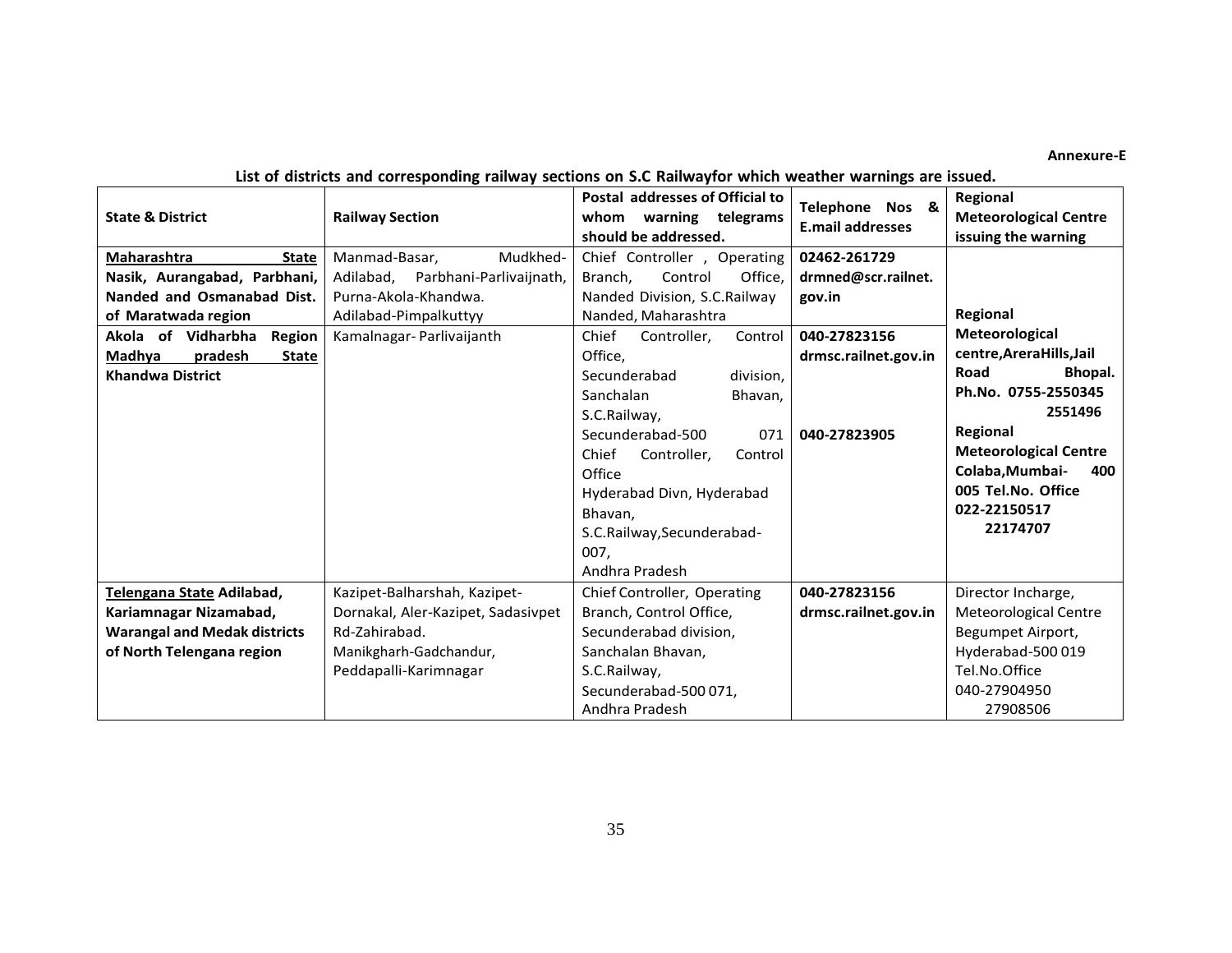**Annexure-E**

**List of districts and corresponding railway sections on S.C Railwayfor which weather warnings are issued.**

| State & District | Railway Section | Postal addresses of Official to whom warning telegrams should be addressed. | Telephone Nos & E.mail addresses | Regional Meteorological Centre issuing the warning |
|---|---|---|---|---|
| **Maharashtra State Nasik, Aurangabad, Parbhani, Nanded and Osmanabad Dist. of Maratwada region** | Manmad-Basar, Mudkhed-Adilabad, Parbhani-Parlivaijnath, Purna-Akola-Khandwa. Adilabad-Pimpalkuttyy | Chief Controller , Operating Branch, Control Office, Nanded Division, S.C.Railway Nanded, Maharashtra | **02462-261729 drmned@scr.railnet.gov.in** | **Regional Meteorological centre,AreraHills,Jail Road Bhopal. Ph.No. 0755-2550345 2551496 Regional Meteorological Centre Colaba,Mumbai- 400 005 Tel.No. Office 022-22150517 22174707** |
| **Akola of Vidharbha Region Madhya pradesh State Khandwa District** | Kamalnagar- Parlivaijanth | Chief Controller, Control Office, Secunderabad division, Sanchalan Bhavan, S.C.Railway, Secunderabad-500 071 Chief Controller, Control Office Hyderabad Divn, Hyderabad Bhavan, S.C.Railway,Secunderabad-007, Andhra Pradesh | **040-27823156 drmsc.railnet.gov.in 040-27823905** | |
| **Telengana State Adilabad, Kariamnagar Nizamabad, Warangal and Medak districts of North Telengana region** | Kazipet-Balharshah, Kazipet-Dornakal, Aler-Kazipet, Sadasivpet Rd-Zahirabad. Manikgharh-Gadchandur, Peddapalli-Karimnagar | Chief Controller, Operating Branch, Control Office, Secunderabad division, Sanchalan Bhavan, S.C.Railway, Secunderabad-500 071, Andhra Pradesh | **040-27823156 drmsc.railnet.gov.in** | Director Incharge, Meteorological Centre Begumpet Airport, Hyderabad-500 019 Tel.No.Office 040-27904950 27908506 |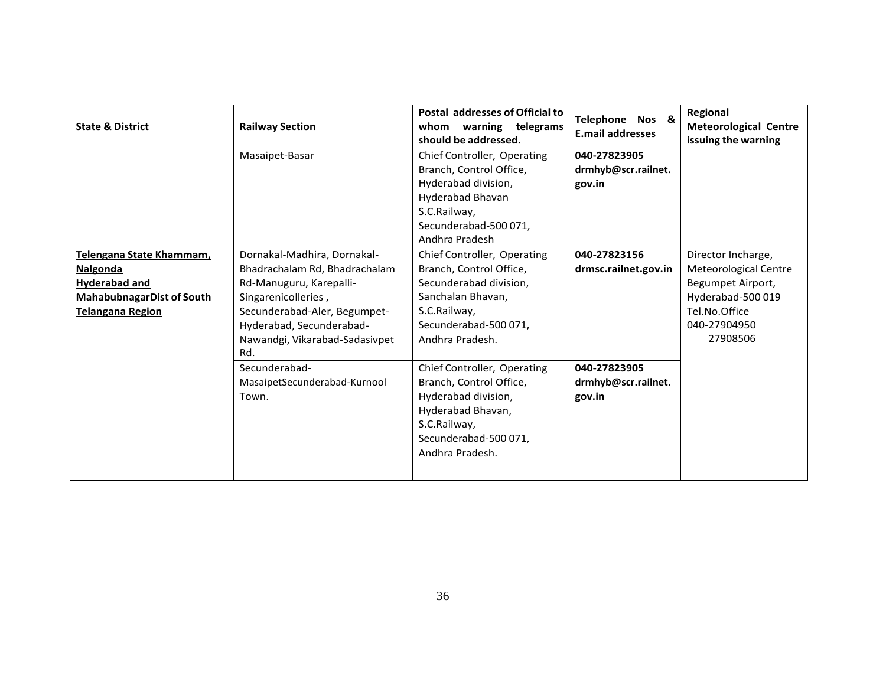| State & District | Railway Section | Postal addresses of Official to whom warning telegrams should be addressed. | Telephone Nos & E.mail addresses | Regional Meteorological Centre issuing the warning |
|---|---|---|---|---|
| | Masaipet-Basar | Chief Controller, Operating Branch, Control Office, Hyderabad division, Hyderabad Bhavan S.C.Railway, Secunderabad-500 071, Andhra Pradesh | **040-27823905 drmhyb@scr.railnet.gov.in** | |
| **Telengana State Khammam, Nalgonda Hyderabad and MahabubnagarDist of South Telangana Region** | Dornakal-Madhira, Dornakal-Bhadrachalam Rd, Bhadrachalam Rd-Manuguru, Karepalli-Singarenicolleries , Secunderabad-Aler, Begumpet-Hyderabad, Secunderabad-Nawandgi, Vikarabad-Sadasivpet Rd. | Chief Controller, Operating Branch, Control Office, Secunderabad division, Sanchalan Bhavan, S.C.Railway, Secunderabad-500 071, Andhra Pradesh. | **040-27823156 drmsc.railnet.gov.in** | Director Incharge, Meteorological Centre Begumpet Airport, Hyderabad-500 019 Tel.No.Office 040-27904950 27908506 |
| | Secunderabad-MasaipetSecunderabad-Kurnool Town. | Chief Controller, Operating Branch, Control Office, Hyderabad division, Hyderabad Bhavan, S.C.Railway, Secunderabad-500 071, Andhra Pradesh. | **040-27823905 drmhyb@scr.railnet.gov.in** | |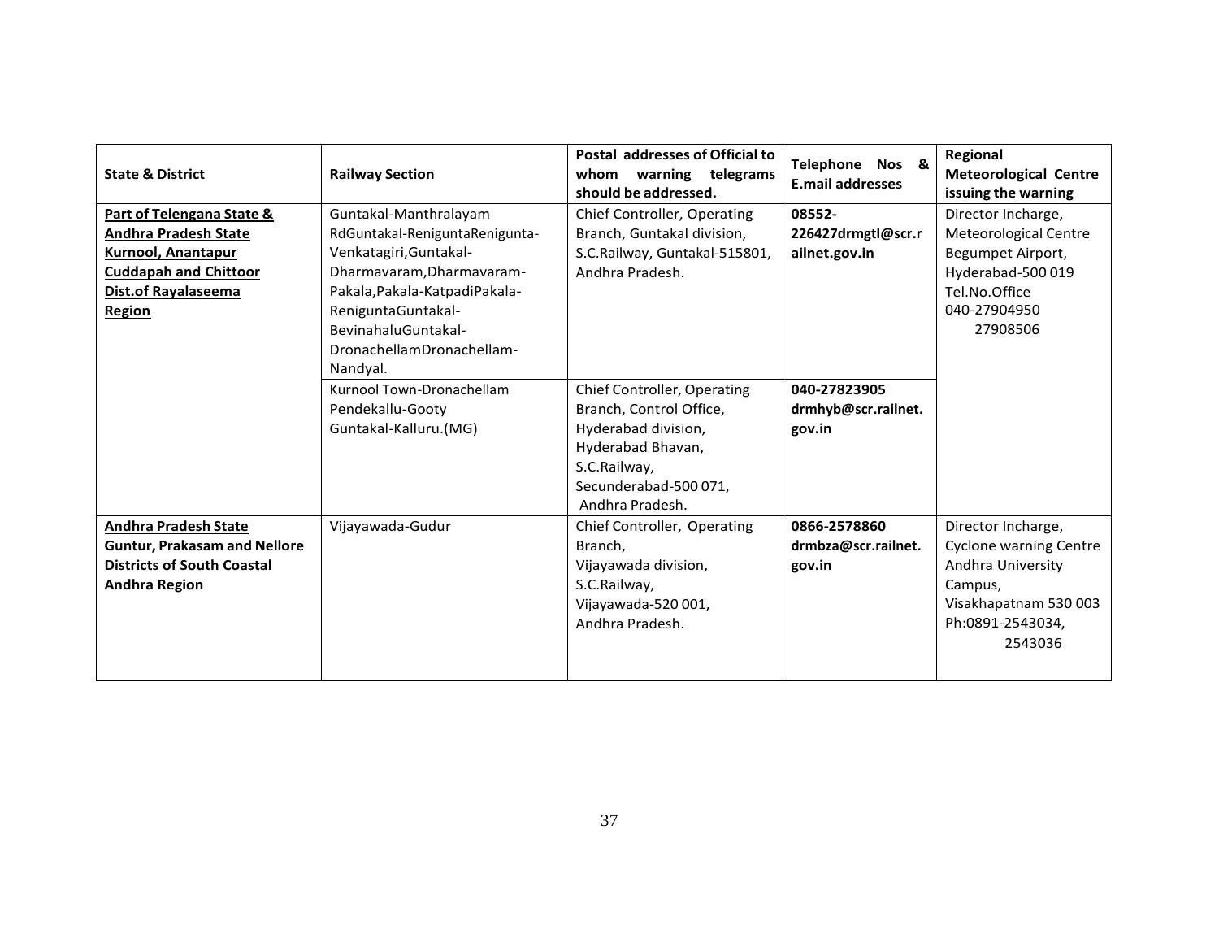| State & District | Railway Section | Postal addresses of Official to whom warning telegrams should be addressed. | Telephone Nos & E.mail addresses | Regional Meteorological Centre issuing the warning |
|---|---|---|---|---|
| **Part of Telengana State & Andhra Pradesh State Kurnool, Anantapur Cuddapah and Chittoor Dist.of Rayalaseema Region** | Guntakal-Manthralayam RdGuntakal-ReniguntaRenigunta-Venkatagiri,Guntakal-Dharmavaram,Dharmavaram-Pakala,Pakala-KatpadiPakala-ReniguntaGuntakal-BevinahaluGuntakal-DronachellamDronachellam-Nandyal. | Chief Controller, Operating Branch, Guntakal division, S.C.Railway, Guntakal-515801, Andhra Pradesh. | **08552-226427drmgtl@scr.railnet.gov.in** | Director Incharge, Meteorological Centre Begumpet Airport, Hyderabad-500 019 Tel.No.Office 040-27904950 27908506 |
| | Kurnool Town-Dronachellam Pendekallu-Gooty Guntakal-Kalluru.(MG) | Chief Controller, Operating Branch, Control Office, Hyderabad division, Hyderabad Bhavan, S.C.Railway, Secunderabad-500 071, Andhra Pradesh. | **040-27823905 drmhyb@scr.railnet.gov.in** | |
| **Andhra Pradesh State Guntur, Prakasam and Nellore Districts of South Coastal Andhra Region** | Vijayawada-Gudur | Chief Controller, Operating Branch, Vijayawada division, S.C.Railway, Vijayawada-520 001, Andhra Pradesh. | **0866-2578860 drmbza@scr.railnet.gov.in** | Director Incharge, Cyclone warning Centre Andhra University Campus, Visakhapatnam 530 003 Ph:0891-2543034, 2543036 |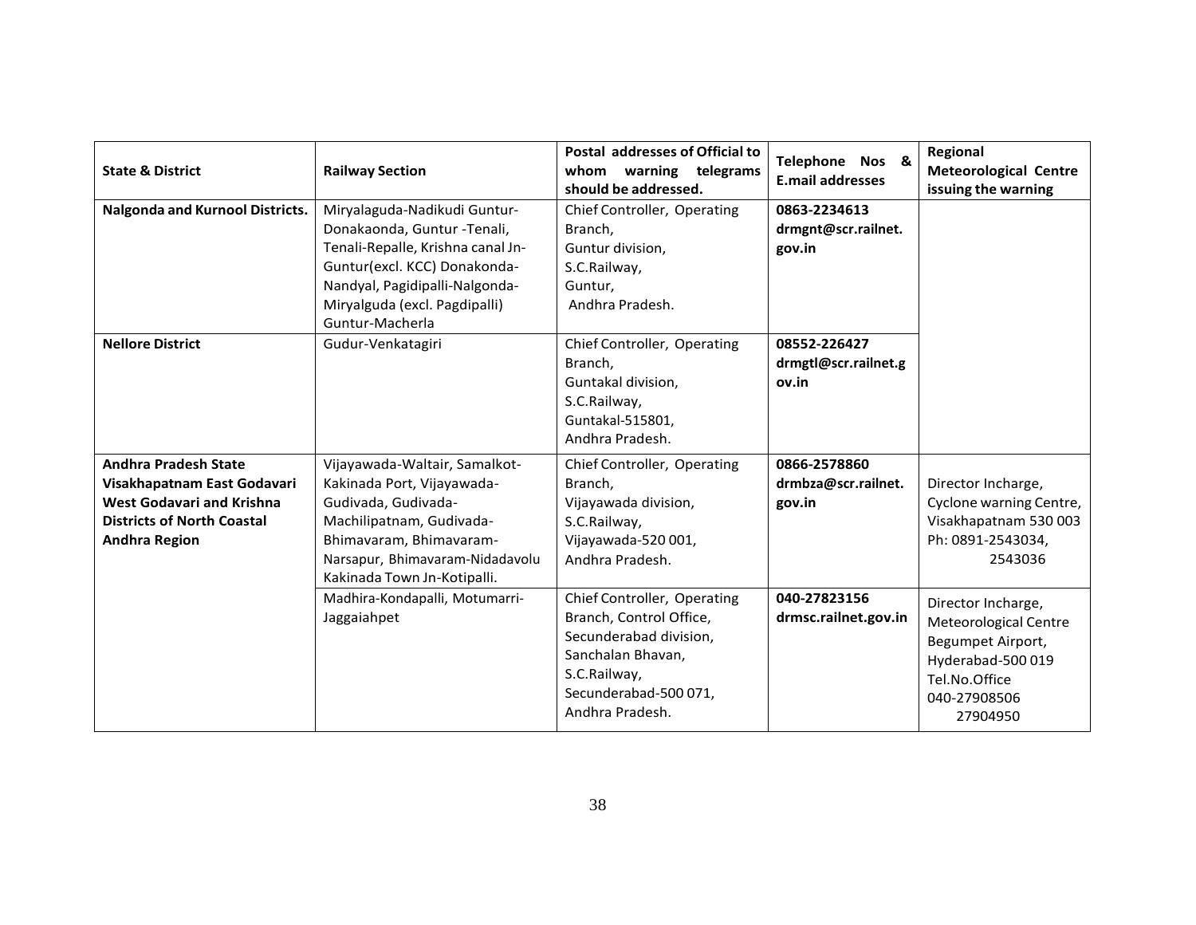| State & District | Railway Section | Postal addresses of Official to whom warning telegrams should be addressed. | Telephone Nos & E.mail addresses | Regional Meteorological Centre issuing the warning |
|---|---|---|---|---|
| **Nalgonda and Kurnool Districts.** | Miryalaguda-Nadikudi Guntur-Donakaonda, Guntur -Tenali, Tenali-Repalle, Krishna canal Jn-Guntur(excl. KCC) Donakonda-Nandyal, Pagidipalli-Nalgonda-Miryalguda (excl. Pagdipalli) Guntur-Macherla | Chief Controller, Operating Branch, Guntur division, S.C.Railway, Guntur, Andhra Pradesh. | **0863-2234613** **drmgnt@scr.railnet.gov.in** | |
| **Nellore District** | Gudur-Venkatagiri | Chief Controller, Operating Branch, Guntakal division, S.C.Railway, Guntakal-515801, Andhra Pradesh. | **08552-226427** **drmgtl@scr.railnet.gov.in** | |
| **Andhra Pradesh State Visakhapatnam East Godavari West Godavari and Krishna Districts of North Coastal Andhra Region** | Vijayawada-Waltair, Samalkot-Kakinada Port, Vijayawada-Gudivada, Gudivada-Machilipatnam, Gudivada-Bhimavaram, Bhimavaram-Narsapur, Bhimavaram-Nidadavolu Kakinada Town Jn-Kotipalli. | Chief Controller, Operating Branch, Vijayawada division, S.C.Railway, Vijayawada-520 001, Andhra Pradesh. | **0866-2578860** **drmbza@scr.railnet.gov.in** | Director Incharge, Cyclone warning Centre, Visakhapatnam 530 003 Ph: 0891-2543034, 2543036 |
| | Madhira-Kondapalli, Motumarri-Jaggaiahpet | Chief Controller, Operating Branch, Control Office, Secunderabad division, Sanchalan Bhavan, S.C.Railway, Secunderabad-500 071, Andhra Pradesh. | **040-27823156** **drmsc.railnet.gov.in** | Director Incharge, Meteorological Centre Begumpet Airport, Hyderabad-500 019 Tel.No.Office 040-27908506 27904950 |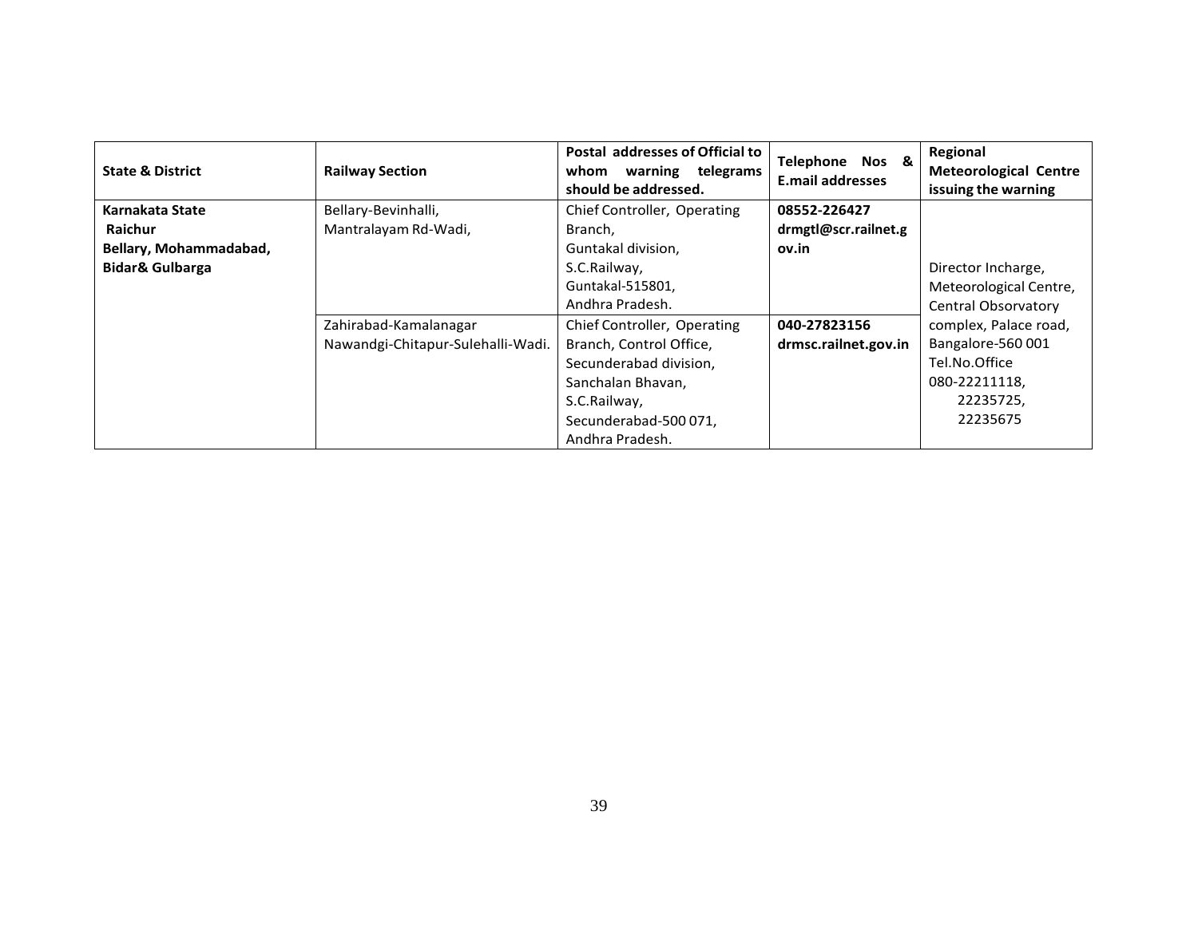| State & District | Railway Section | Postal addresses of Official to whom warning telegrams should be addressed. | Telephone Nos & E.mail addresses | Regional Meteorological Centre issuing the warning |
|---|---|---|---|---|
| **Karnakata State**<br>**Raichur**<br>**Bellary, Mohammadabad, Bidar& Gulbarga** | Bellary-Bevinhalli,<br>Mantralayam Rd-Wadi, | Chief Controller, Operating Branch,<br>Guntakal division,<br>S.C.Railway,<br>Guntakal-515801,<br>Andhra Pradesh. | **08552-226427**<br>**drmgtl@scr.railnet.gov.in** | Director Incharge,<br>Meteorological Centre,<br>Central Observatory complex, Palace road,<br>Bangalore-560 001<br>Tel.No.Office<br>080-22211118,<br>22235725,<br>22235675 |
| | Zahirabad-Kamalanagar<br>Nawandgi-Chitapur-Sulehalli-Wadi. | Chief Controller, Operating Branch, Control Office,<br>Secunderabad division,<br>Sanchalan Bhavan,<br>S.C.Railway,<br>Secunderabad-500 071,<br>Andhra Pradesh. | **040-27823156**<br>**drmsc.railnet.gov.in** | |